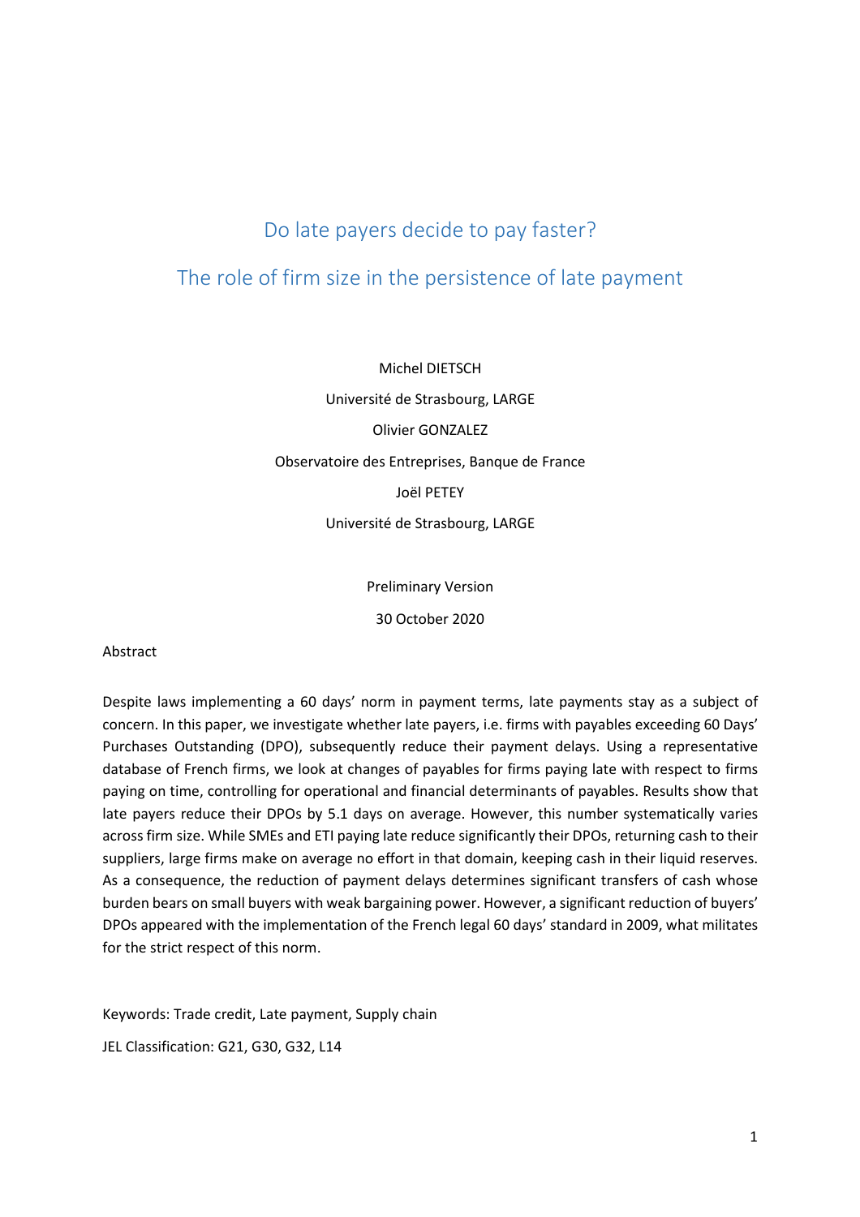# Do late payers decide to pay faster?

## The role of firm size in the persistence of late payment

Michel DIETSCH

Université de Strasbourg, LARGE

Olivier GONZALEZ

Observatoire des Entreprises, Banque de France

Joël PETEY

Université de Strasbourg, LARGE

Preliminary Version

30 October 2020

Abstract

Despite laws implementing a 60 days' norm in payment terms, late payments stay as a subject of concern. In this paper, we investigate whether late payers, i.e. firms with payables exceeding 60 Days' Purchases Outstanding (DPO), subsequently reduce their payment delays. Using a representative database of French firms, we look at changes of payables for firms paying late with respect to firms paying on time, controlling for operational and financial determinants of payables. Results show that late payers reduce their DPOs by 5.1 days on average. However, this number systematically varies across firm size. While SMEs and ETI paying late reduce significantly their DPOs, returning cash to their suppliers, large firms make on average no effort in that domain, keeping cash in their liquid reserves. As a consequence, the reduction of payment delays determines significant transfers of cash whose burden bears on small buyers with weak bargaining power. However, a significant reduction of buyers' DPOs appeared with the implementation of the French legal 60 days' standard in 2009, what militates for the strict respect of this norm.

Keywords: Trade credit, Late payment, Supply chain

JEL Classification: G21, G30, G32, L14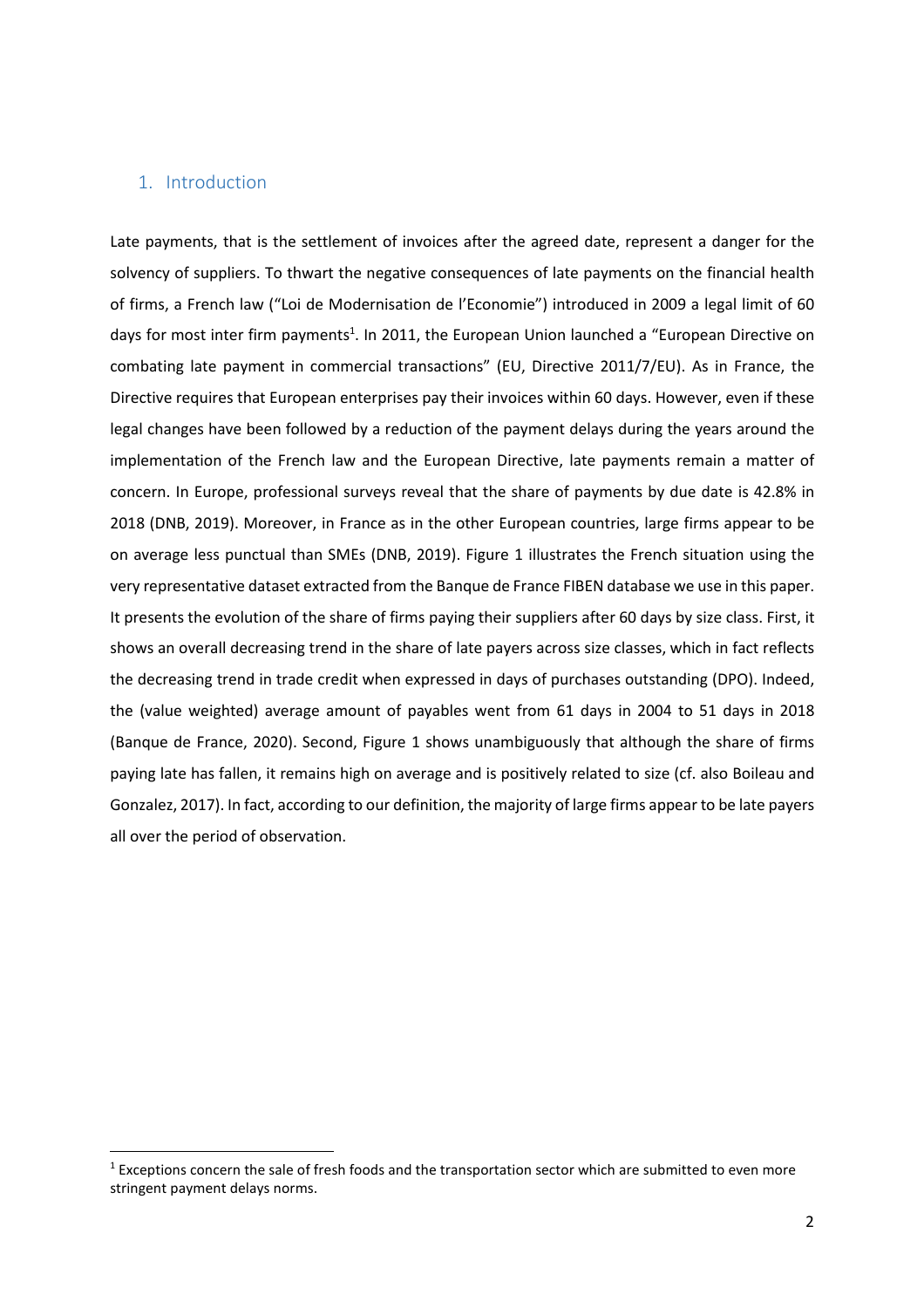## 1. Introduction

Late payments, that is the settlement of invoices after the agreed date, represent a danger for the solvency of suppliers. To thwart the negative consequences of late payments on the financial health of firms, a French law ("Loi de Modernisation de l'Economie") introduced in 2009 a legal limit of 60 days for most inter firm payments[1]. In 2011, the European Union launched a "European Directive on combating late payment in commercial transactions" (EU, Directive 2011/7/EU). As in France, the Directive requires that European enterprises pay their invoices within 60 days. However, even if these legal changes have been followed by a reduction of the payment delays during the years around the implementation of the French law and the European Directive, late payments remain a matter of concern. In Europe, professional surveys reveal that the share of payments by due date is 42.8% in 2018 (DNB, 2019). Moreover, in France as in the other European countries, large firms appear to be on average less punctual than SMEs (DNB, 2019). Figure 1 illustrates the French situation using the very representative dataset extracted from the Banque de France FIBEN database we use in this paper. It presents the evolution of the share of firms paying their suppliers after 60 days by size class. First, it shows an overall decreasing trend in the share of late payers across size classes, which in fact reflects the decreasing trend in trade credit when expressed in days of purchases outstanding (DPO). Indeed, the (value weighted) average amount of payables went from 61 days in 2004 to 51 days in 2018 (Banque de France, 2020). Second, Figure 1 shows unambiguously that although the share of firms paying late has fallen, it remains high on average and is positively related to size (cf. also Boileau and Gonzalez, 2017). In fact, according to our definition, the majority of large firms appear to be late payers all over the period of observation.

[1] Exceptions concern the sale of fresh foods and the transportation sector which are submitted to even more stringent payment delays norms.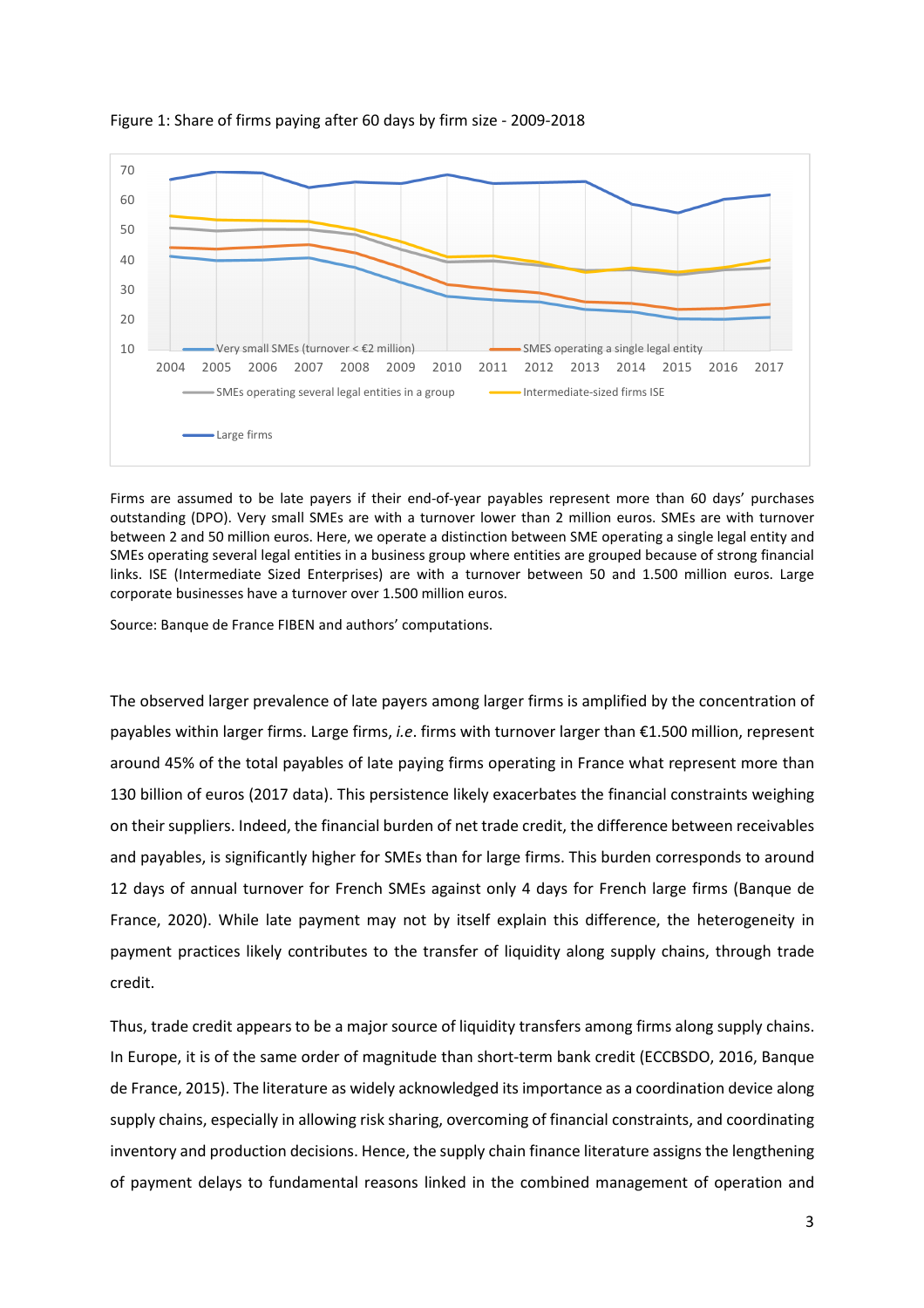Figure 1: Share of firms paying after 60 days by firm size - 2009-2018

Firms are assumed to be late payers if their end-of-year payables represent more than 60 days' purchases outstanding (DPO). Very small SMEs are with a turnover lower than 2 million euros. SMEs are with turnover between 2 and 50 million euros. Here, we operate a distinction between SME operating a single legal entity and SMEs operating several legal entities in a business group where entities are grouped because of strong financial links. ISE (Intermediate Sized Enterprises) are with a turnover between 50 and 1.500 million euros. Large corporate businesses have a turnover over 1.500 million euros.

Source: Banque de France FIBEN and authors' computations.

The observed larger prevalence of late payers among larger firms is amplified by the concentration of payables within larger firms. Large firms, *i.e*. firms with turnover larger than €1.500 million, represent around 45% of the total payables of late paying firms operating in France what represent more than 130 billion of euros (2017 data). This persistence likely exacerbates the financial constraints weighing on their suppliers. Indeed, the financial burden of net trade credit, the difference between receivables and payables, is significantly higher for SMEs than for large firms. This burden corresponds to around 12 days of annual turnover for French SMEs against only 4 days for French large firms (Banque de France, 2020). While late payment may not by itself explain this difference, the heterogeneity in payment practices likely contributes to the transfer of liquidity along supply chains, through trade credit.

Thus, trade credit appears to be a major source of liquidity transfers among firms along supply chains. In Europe, it is of the same order of magnitude than short-term bank credit (ECCBSDO, 2016, Banque de France, 2015). The literature as widely acknowledged its importance as a coordination device along supply chains, especially in allowing risk sharing, overcoming of financial constraints, and coordinating inventory and production decisions. Hence, the supply chain finance literature assigns the lengthening of payment delays to fundamental reasons linked in the combined management of operation and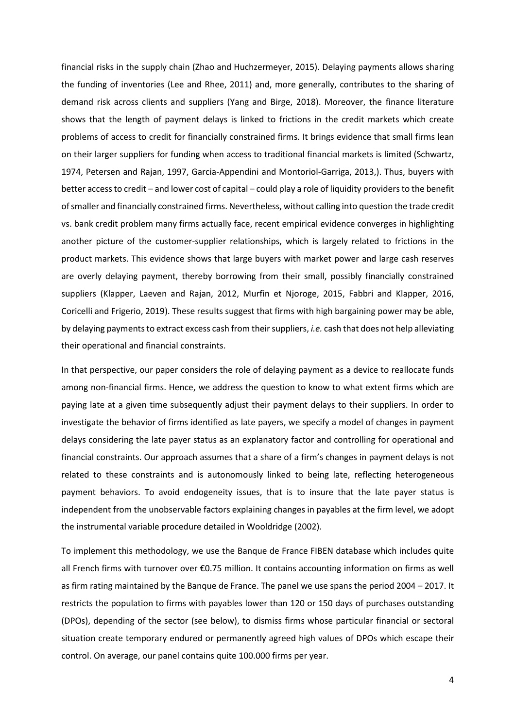financial risks in the supply chain (Zhao and Huchzermeyer, 2015). Delaying payments allows sharing the funding of inventories (Lee and Rhee, 2011) and, more generally, contributes to the sharing of demand risk across clients and suppliers (Yang and Birge, 2018). Moreover, the finance literature shows that the length of payment delays is linked to frictions in the credit markets which create problems of access to credit for financially constrained firms. It brings evidence that small firms lean on their larger suppliers for funding when access to traditional financial markets is limited (Schwartz, 1974, Petersen and Rajan, 1997, Garcia-Appendini and Montoriol-Garriga, 2013,). Thus, buyers with better access to credit – and lower cost of capital – could play a role of liquidity providers to the benefit of smaller and financially constrained firms. Nevertheless, without calling into question the trade credit vs. bank credit problem many firms actually face, recent empirical evidence converges in highlighting another picture of the customer-supplier relationships, which is largely related to frictions in the product markets. This evidence shows that large buyers with market power and large cash reserves are overly delaying payment, thereby borrowing from their small, possibly financially constrained suppliers (Klapper, Laeven and Rajan, 2012, Murfin et Njoroge, 2015, Fabbri and Klapper, 2016, Coricelli and Frigerio, 2019). These results suggest that firms with high bargaining power may be able, by delaying payments to extract excess cash from their suppliers, *i.e.* cash that does not help alleviating their operational and financial constraints.

In that perspective, our paper considers the role of delaying payment as a device to reallocate funds among non-financial firms. Hence, we address the question to know to what extent firms which are paying late at a given time subsequently adjust their payment delays to their suppliers. In order to investigate the behavior of firms identified as late payers, we specify a model of changes in payment delays considering the late payer status as an explanatory factor and controlling for operational and financial constraints. Our approach assumes that a share of a firm's changes in payment delays is not related to these constraints and is autonomously linked to being late, reflecting heterogeneous payment behaviors. To avoid endogeneity issues, that is to insure that the late payer status is independent from the unobservable factors explaining changes in payables at the firm level, we adopt the instrumental variable procedure detailed in Wooldridge (2002).

To implement this methodology, we use the Banque de France FIBEN database which includes quite all French firms with turnover over €0.75 million. It contains accounting information on firms as well as firm rating maintained by the Banque de France. The panel we use spans the period 2004 – 2017. It restricts the population to firms with payables lower than 120 or 150 days of purchases outstanding (DPOs), depending of the sector (see below), to dismiss firms whose particular financial or sectoral situation create temporary endured or permanently agreed high values of DPOs which escape their control. On average, our panel contains quite 100.000 firms per year.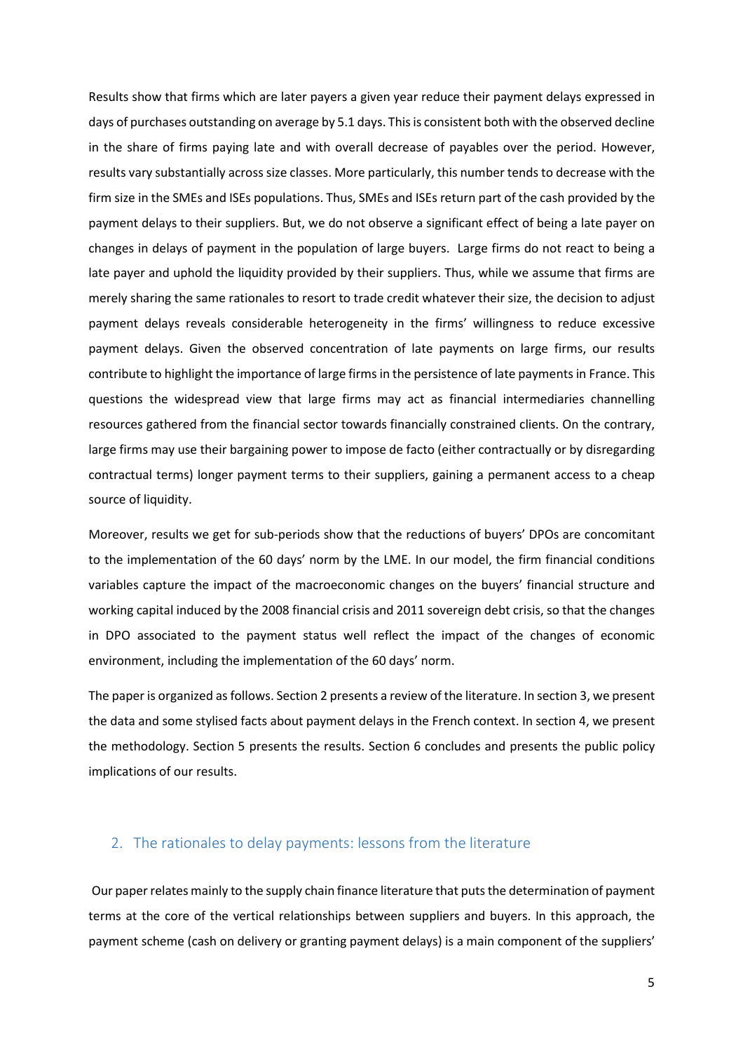Results show that firms which are later payers a given year reduce their payment delays expressed in days of purchases outstanding on average by 5.1 days. This is consistent both with the observed decline in the share of firms paying late and with overall decrease of payables over the period. However, results vary substantially across size classes. More particularly, this number tends to decrease with the firm size in the SMEs and ISEs populations. Thus, SMEs and ISEs return part of the cash provided by the payment delays to their suppliers. But, we do not observe a significant effect of being a late payer on changes in delays of payment in the population of large buyers. Large firms do not react to being a late payer and uphold the liquidity provided by their suppliers. Thus, while we assume that firms are merely sharing the same rationales to resort to trade credit whatever their size, the decision to adjust payment delays reveals considerable heterogeneity in the firms' willingness to reduce excessive payment delays. Given the observed concentration of late payments on large firms, our results contribute to highlight the importance of large firms in the persistence of late payments in France. This questions the widespread view that large firms may act as financial intermediaries channelling resources gathered from the financial sector towards financially constrained clients. On the contrary, large firms may use their bargaining power to impose de facto (either contractually or by disregarding contractual terms) longer payment terms to their suppliers, gaining a permanent access to a cheap source of liquidity.

Moreover, results we get for sub-periods show that the reductions of buyers' DPOs are concomitant to the implementation of the 60 days' norm by the LME. In our model, the firm financial conditions variables capture the impact of the macroeconomic changes on the buyers' financial structure and working capital induced by the 2008 financial crisis and 2011 sovereign debt crisis, so that the changes in DPO associated to the payment status well reflect the impact of the changes of economic environment, including the implementation of the 60 days' norm.

The paper is organized as follows. Section 2 presents a review of the literature. In section 3, we present the data and some stylised facts about payment delays in the French context. In section 4, we present the methodology. Section 5 presents the results. Section 6 concludes and presents the public policy implications of our results.

## 2. The rationales to delay payments: lessons from the literature

Our paper relates mainly to the supply chain finance literature that puts the determination of payment terms at the core of the vertical relationships between suppliers and buyers. In this approach, the payment scheme (cash on delivery or granting payment delays) is a main component of the suppliers'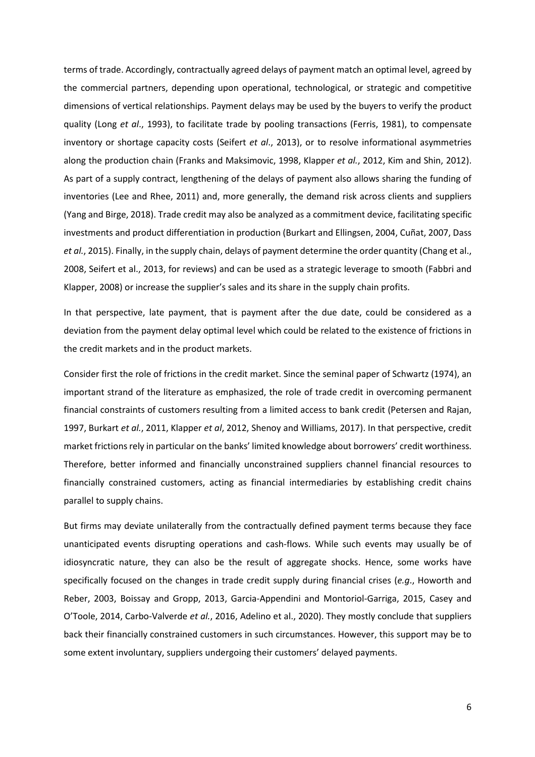terms of trade. Accordingly, contractually agreed delays of payment match an optimal level, agreed by the commercial partners, depending upon operational, technological, or strategic and competitive dimensions of vertical relationships. Payment delays may be used by the buyers to verify the product quality (Long *et al*., 1993), to facilitate trade by pooling transactions (Ferris, 1981), to compensate inventory or shortage capacity costs (Seifert *et al*., 2013), or to resolve informational asymmetries along the production chain (Franks and Maksimovic, 1998, Klapper *et al.*, 2012, Kim and Shin, 2012). As part of a supply contract, lengthening of the delays of payment also allows sharing the funding of inventories (Lee and Rhee, 2011) and, more generally, the demand risk across clients and suppliers (Yang and Birge, 2018). Trade credit may also be analyzed as a commitment device, facilitating specific investments and product differentiation in production (Burkart and Ellingsen, 2004, Cuñat, 2007, Dass *et al.*, 2015). Finally, in the supply chain, delays of payment determine the order quantity (Chang et al., 2008, Seifert et al., 2013, for reviews) and can be used as a strategic leverage to smooth (Fabbri and Klapper, 2008) or increase the supplier's sales and its share in the supply chain profits.

In that perspective, late payment, that is payment after the due date, could be considered as a deviation from the payment delay optimal level which could be related to the existence of frictions in the credit markets and in the product markets.

Consider first the role of frictions in the credit market. Since the seminal paper of Schwartz (1974), an important strand of the literature as emphasized, the role of trade credit in overcoming permanent financial constraints of customers resulting from a limited access to bank credit (Petersen and Rajan, 1997, Burkart *et al.*, 2011, Klapper *et al*, 2012, Shenoy and Williams, 2017). In that perspective, credit market frictions rely in particular on the banks' limited knowledge about borrowers' credit worthiness. Therefore, better informed and financially unconstrained suppliers channel financial resources to financially constrained customers, acting as financial intermediaries by establishing credit chains parallel to supply chains.

But firms may deviate unilaterally from the contractually defined payment terms because they face unanticipated events disrupting operations and cash-flows. While such events may usually be of idiosyncratic nature, they can also be the result of aggregate shocks. Hence, some works have specifically focused on the changes in trade credit supply during financial crises (*e.g*., Howorth and Reber, 2003, Boissay and Gropp, 2013, Garcia-Appendini and Montoriol-Garriga, 2015, Casey and O'Toole, 2014, Carbo-Valverde *et al.*, 2016, Adelino et al., 2020). They mostly conclude that suppliers back their financially constrained customers in such circumstances. However, this support may be to some extent involuntary, suppliers undergoing their customers' delayed payments.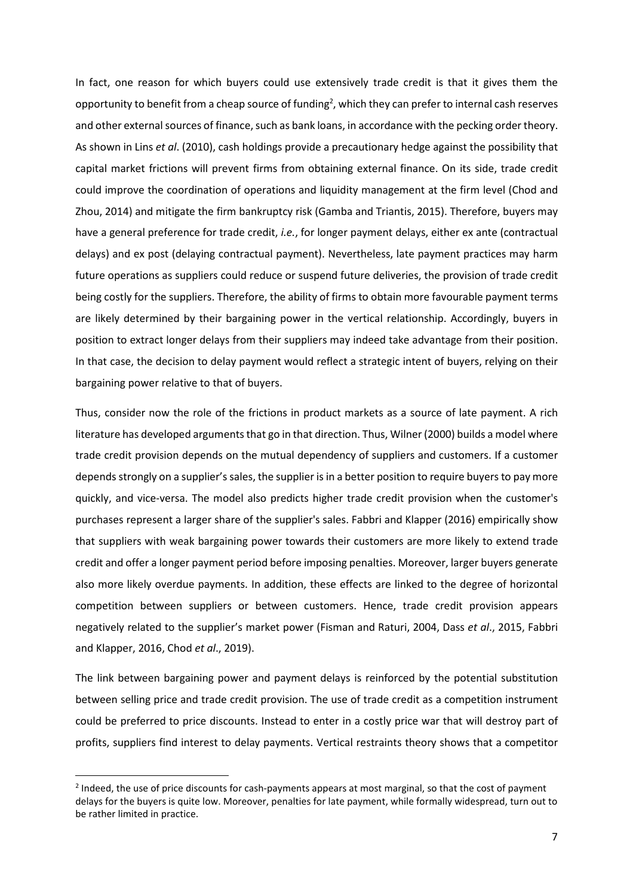In fact, one reason for which buyers could use extensively trade credit is that it gives them the opportunity to benefit from a cheap source of funding[2], which they can prefer to internal cash reserves and other external sources of finance, such as bank loans, in accordance with the pecking order theory. As shown in Lins *et al*. (2010), cash holdings provide a precautionary hedge against the possibility that capital market frictions will prevent firms from obtaining external finance. On its side, trade credit could improve the coordination of operations and liquidity management at the firm level (Chod and Zhou, 2014) and mitigate the firm bankruptcy risk (Gamba and Triantis, 2015). Therefore, buyers may have a general preference for trade credit, *i.e.*, for longer payment delays, either ex ante (contractual delays) and ex post (delaying contractual payment). Nevertheless, late payment practices may harm future operations as suppliers could reduce or suspend future deliveries, the provision of trade credit being costly for the suppliers. Therefore, the ability of firms to obtain more favourable payment terms are likely determined by their bargaining power in the vertical relationship. Accordingly, buyers in position to extract longer delays from their suppliers may indeed take advantage from their position. In that case, the decision to delay payment would reflect a strategic intent of buyers, relying on their bargaining power relative to that of buyers.

Thus, consider now the role of the frictions in product markets as a source of late payment. A rich literature has developed arguments that go in that direction. Thus, Wilner (2000) builds a model where trade credit provision depends on the mutual dependency of suppliers and customers. If a customer depends strongly on a supplier's sales, the supplier is in a better position to require buyers to pay more quickly, and vice-versa. The model also predicts higher trade credit provision when the customer's purchases represent a larger share of the supplier's sales. Fabbri and Klapper (2016) empirically show that suppliers with weak bargaining power towards their customers are more likely to extend trade credit and offer a longer payment period before imposing penalties. Moreover, larger buyers generate also more likely overdue payments. In addition, these effects are linked to the degree of horizontal competition between suppliers or between customers. Hence, trade credit provision appears negatively related to the supplier's market power (Fisman and Raturi, 2004, Dass *et al*., 2015, Fabbri and Klapper, 2016, Chod *et al*., 2019).

The link between bargaining power and payment delays is reinforced by the potential substitution between selling price and trade credit provision. The use of trade credit as a competition instrument could be preferred to price discounts. Instead to enter in a costly price war that will destroy part of profits, suppliers find interest to delay payments. Vertical restraints theory shows that a competitor

[2] Indeed, the use of price discounts for cash-payments appears at most marginal, so that the cost of payment delays for the buyers is quite low. Moreover, penalties for late payment, while formally widespread, turn out to be rather limited in practice.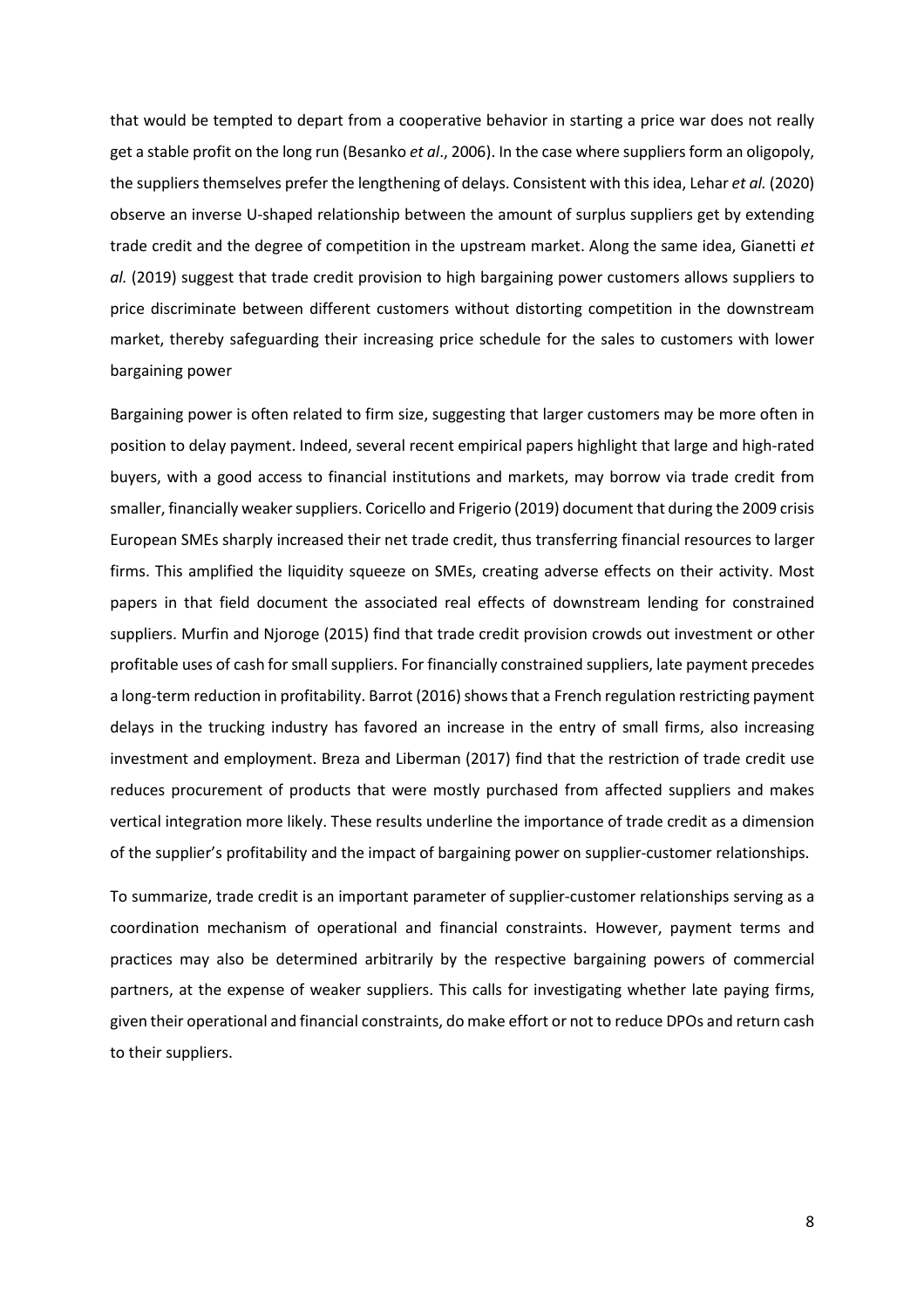that would be tempted to depart from a cooperative behavior in starting a price war does not really get a stable profit on the long run (Besanko *et al*., 2006). In the case where suppliers form an oligopoly, the suppliers themselves prefer the lengthening of delays. Consistent with this idea, Lehar *et al.* (2020) observe an inverse U-shaped relationship between the amount of surplus suppliers get by extending trade credit and the degree of competition in the upstream market. Along the same idea, Gianetti *et al.* (2019) suggest that trade credit provision to high bargaining power customers allows suppliers to price discriminate between different customers without distorting competition in the downstream market, thereby safeguarding their increasing price schedule for the sales to customers with lower bargaining power

Bargaining power is often related to firm size, suggesting that larger customers may be more often in position to delay payment. Indeed, several recent empirical papers highlight that large and high-rated buyers, with a good access to financial institutions and markets, may borrow via trade credit from smaller, financially weaker suppliers. Coricello and Frigerio (2019) document that during the 2009 crisis European SMEs sharply increased their net trade credit, thus transferring financial resources to larger firms. This amplified the liquidity squeeze on SMEs, creating adverse effects on their activity. Most papers in that field document the associated real effects of downstream lending for constrained suppliers. Murfin and Njoroge (2015) find that trade credit provision crowds out investment or other profitable uses of cash for small suppliers. For financially constrained suppliers, late payment precedes a long-term reduction in profitability. Barrot (2016) shows that a French regulation restricting payment delays in the trucking industry has favored an increase in the entry of small firms, also increasing investment and employment. Breza and Liberman (2017) find that the restriction of trade credit use reduces procurement of products that were mostly purchased from affected suppliers and makes vertical integration more likely. These results underline the importance of trade credit as a dimension of the supplier's profitability and the impact of bargaining power on supplier-customer relationships.

To summarize, trade credit is an important parameter of supplier-customer relationships serving as a coordination mechanism of operational and financial constraints. However, payment terms and practices may also be determined arbitrarily by the respective bargaining powers of commercial partners, at the expense of weaker suppliers. This calls for investigating whether late paying firms, given their operational and financial constraints, do make effort or not to reduce DPOs and return cash to their suppliers.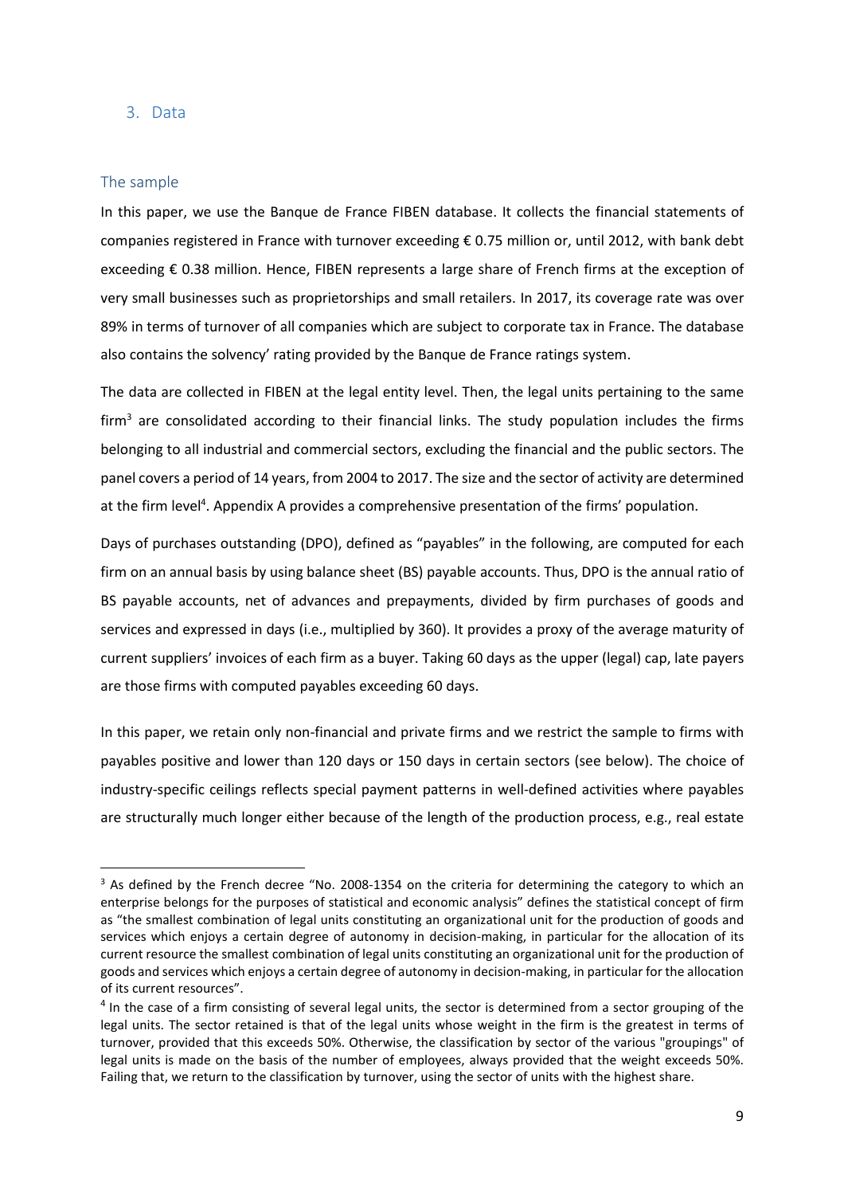## 3. Data

### The sample

In this paper, we use the Banque de France FIBEN database. It collects the financial statements of companies registered in France with turnover exceeding € 0.75 million or, until 2012, with bank debt exceeding € 0.38 million. Hence, FIBEN represents a large share of French firms at the exception of very small businesses such as proprietorships and small retailers. In 2017, its coverage rate was over 89% in terms of turnover of all companies which are subject to corporate tax in France. The database also contains the solvency' rating provided by the Banque de France ratings system.

The data are collected in FIBEN at the legal entity level. Then, the legal units pertaining to the same firm[3] are consolidated according to their financial links. The study population includes the firms belonging to all industrial and commercial sectors, excluding the financial and the public sectors. The panel covers a period of 14 years, from 2004 to 2017. The size and the sector of activity are determined at the firm level[4]. Appendix A provides a comprehensive presentation of the firms' population.

Days of purchases outstanding (DPO), defined as "payables" in the following, are computed for each firm on an annual basis by using balance sheet (BS) payable accounts. Thus, DPO is the annual ratio of BS payable accounts, net of advances and prepayments, divided by firm purchases of goods and services and expressed in days (i.e., multiplied by 360). It provides a proxy of the average maturity of current suppliers' invoices of each firm as a buyer. Taking 60 days as the upper (legal) cap, late payers are those firms with computed payables exceeding 60 days.

In this paper, we retain only non-financial and private firms and we restrict the sample to firms with payables positive and lower than 120 days or 150 days in certain sectors (see below). The choice of industry-specific ceilings reflects special payment patterns in well-defined activities where payables are structurally much longer either because of the length of the production process, e.g., real estate

---

[3] As defined by the French decree "No. 2008-1354 on the criteria for determining the category to which an enterprise belongs for the purposes of statistical and economic analysis" defines the statistical concept of firm as "the smallest combination of legal units constituting an organizational unit for the production of goods and services which enjoys a certain degree of autonomy in decision-making, in particular for the allocation of its current resource the smallest combination of legal units constituting an organizational unit for the production of goods and services which enjoys a certain degree of autonomy in decision-making, in particular for the allocation of its current resources".

[4] In the case of a firm consisting of several legal units, the sector is determined from a sector grouping of the legal units. The sector retained is that of the legal units whose weight in the firm is the greatest in terms of turnover, provided that this exceeds 50%. Otherwise, the classification by sector of the various "groupings" of legal units is made on the basis of the number of employees, always provided that the weight exceeds 50%. Failing that, we return to the classification by turnover, using the sector of units with the highest share.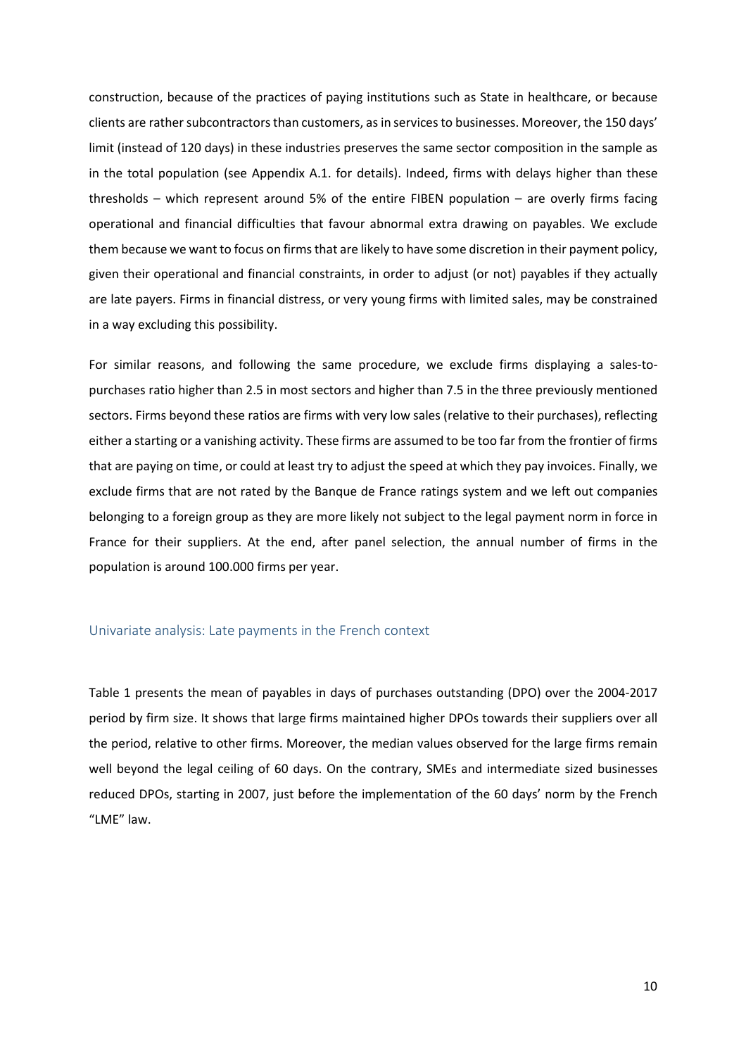construction, because of the practices of paying institutions such as State in healthcare, or because clients are rather subcontractors than customers, as in services to businesses. Moreover, the 150 days' limit (instead of 120 days) in these industries preserves the same sector composition in the sample as in the total population (see Appendix A.1. for details). Indeed, firms with delays higher than these thresholds – which represent around 5% of the entire FIBEN population – are overly firms facing operational and financial difficulties that favour abnormal extra drawing on payables. We exclude them because we want to focus on firms that are likely to have some discretion in their payment policy, given their operational and financial constraints, in order to adjust (or not) payables if they actually are late payers. Firms in financial distress, or very young firms with limited sales, may be constrained in a way excluding this possibility.

For similar reasons, and following the same procedure, we exclude firms displaying a sales-to-purchases ratio higher than 2.5 in most sectors and higher than 7.5 in the three previously mentioned sectors. Firms beyond these ratios are firms with very low sales (relative to their purchases), reflecting either a starting or a vanishing activity. These firms are assumed to be too far from the frontier of firms that are paying on time, or could at least try to adjust the speed at which they pay invoices. Finally, we exclude firms that are not rated by the Banque de France ratings system and we left out companies belonging to a foreign group as they are more likely not subject to the legal payment norm in force in France for their suppliers. At the end, after panel selection, the annual number of firms in the population is around 100.000 firms per year.

## Univariate analysis: Late payments in the French context

Table 1 presents the mean of payables in days of purchases outstanding (DPO) over the 2004-2017 period by firm size. It shows that large firms maintained higher DPOs towards their suppliers over all the period, relative to other firms. Moreover, the median values observed for the large firms remain well beyond the legal ceiling of 60 days. On the contrary, SMEs and intermediate sized businesses reduced DPOs, starting in 2007, just before the implementation of the 60 days' norm by the French "LME" law.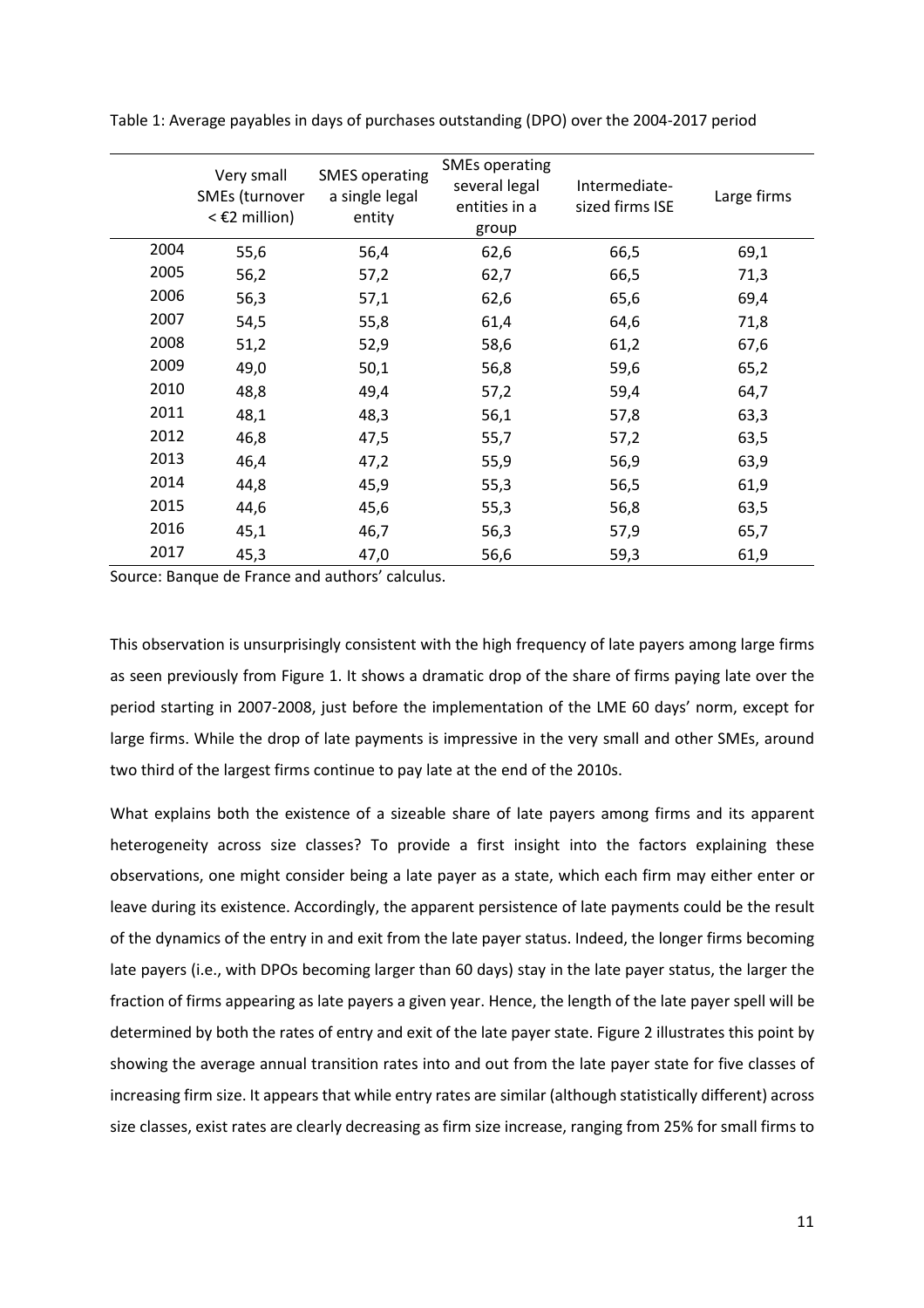Table 1: Average payables in days of purchases outstanding (DPO) over the 2004-2017 period

| | Very small SMEs (turnover < €2 million) | SMES operating a single legal entity | SMEs operating several legal entities in a group | Intermediate-sized firms ISE | Large firms |
|---|---|---|---|---|---|
| 2004 | 55,6 | 56,4 | 62,6 | 66,5 | 69,1 |
| 2005 | 56,2 | 57,2 | 62,7 | 66,5 | 71,3 |
| 2006 | 56,3 | 57,1 | 62,6 | 65,6 | 69,4 |
| 2007 | 54,5 | 55,8 | 61,4 | 64,6 | 71,8 |
| 2008 | 51,2 | 52,9 | 58,6 | 61,2 | 67,6 |
| 2009 | 49,0 | 50,1 | 56,8 | 59,6 | 65,2 |
| 2010 | 48,8 | 49,4 | 57,2 | 59,4 | 64,7 |
| 2011 | 48,1 | 48,3 | 56,1 | 57,8 | 63,3 |
| 2012 | 46,8 | 47,5 | 55,7 | 57,2 | 63,5 |
| 2013 | 46,4 | 47,2 | 55,9 | 56,9 | 63,9 |
| 2014 | 44,8 | 45,9 | 55,3 | 56,5 | 61,9 |
| 2015 | 44,6 | 45,6 | 55,3 | 56,8 | 63,5 |
| 2016 | 45,1 | 46,7 | 56,3 | 57,9 | 65,7 |
| 2017 | 45,3 | 47,0 | 56,6 | 59,3 | 61,9 |

Source: Banque de France and authors' calculus.

This observation is unsurprisingly consistent with the high frequency of late payers among large firms as seen previously from Figure 1. It shows a dramatic drop of the share of firms paying late over the period starting in 2007-2008, just before the implementation of the LME 60 days' norm, except for large firms. While the drop of late payments is impressive in the very small and other SMEs, around two third of the largest firms continue to pay late at the end of the 2010s.

What explains both the existence of a sizeable share of late payers among firms and its apparent heterogeneity across size classes? To provide a first insight into the factors explaining these observations, one might consider being a late payer as a state, which each firm may either enter or leave during its existence. Accordingly, the apparent persistence of late payments could be the result of the dynamics of the entry in and exit from the late payer status. Indeed, the longer firms becoming late payers (i.e., with DPOs becoming larger than 60 days) stay in the late payer status, the larger the fraction of firms appearing as late payers a given year. Hence, the length of the late payer spell will be determined by both the rates of entry and exit of the late payer state. Figure 2 illustrates this point by showing the average annual transition rates into and out from the late payer state for five classes of increasing firm size. It appears that while entry rates are similar (although statistically different) across size classes, exist rates are clearly decreasing as firm size increase, ranging from 25% for small firms to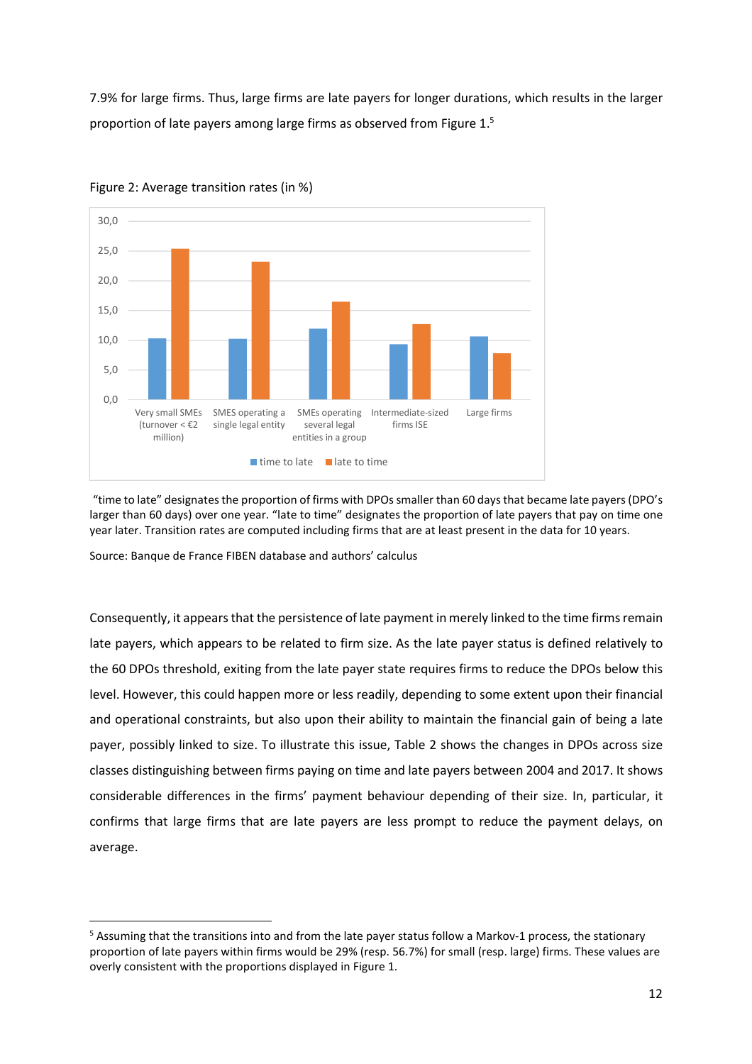7.9% for large firms. Thus, large firms are late payers for longer durations, which results in the larger proportion of late payers among large firms as observed from Figure 1.[5]

Figure 2: Average transition rates (in %)

"time to late" designates the proportion of firms with DPOs smaller than 60 days that became late payers (DPO's larger than 60 days) over one year. "late to time" designates the proportion of late payers that pay on time one year later. Transition rates are computed including firms that are at least present in the data for 10 years.

Source: Banque de France FIBEN database and authors' calculus

Consequently, it appears that the persistence of late payment in merely linked to the time firms remain late payers, which appears to be related to firm size. As the late payer status is defined relatively to the 60 DPOs threshold, exiting from the late payer state requires firms to reduce the DPOs below this level. However, this could happen more or less readily, depending to some extent upon their financial and operational constraints, but also upon their ability to maintain the financial gain of being a late payer, possibly linked to size. To illustrate this issue, Table 2 shows the changes in DPOs across size classes distinguishing between firms paying on time and late payers between 2004 and 2017. It shows considerable differences in the firms' payment behaviour depending of their size. In, particular, it confirms that large firms that are late payers are less prompt to reduce the payment delays, on average.

[5] Assuming that the transitions into and from the late payer status follow a Markov-1 process, the stationary proportion of late payers within firms would be 29% (resp. 56.7%) for small (resp. large) firms. These values are overly consistent with the proportions displayed in Figure 1.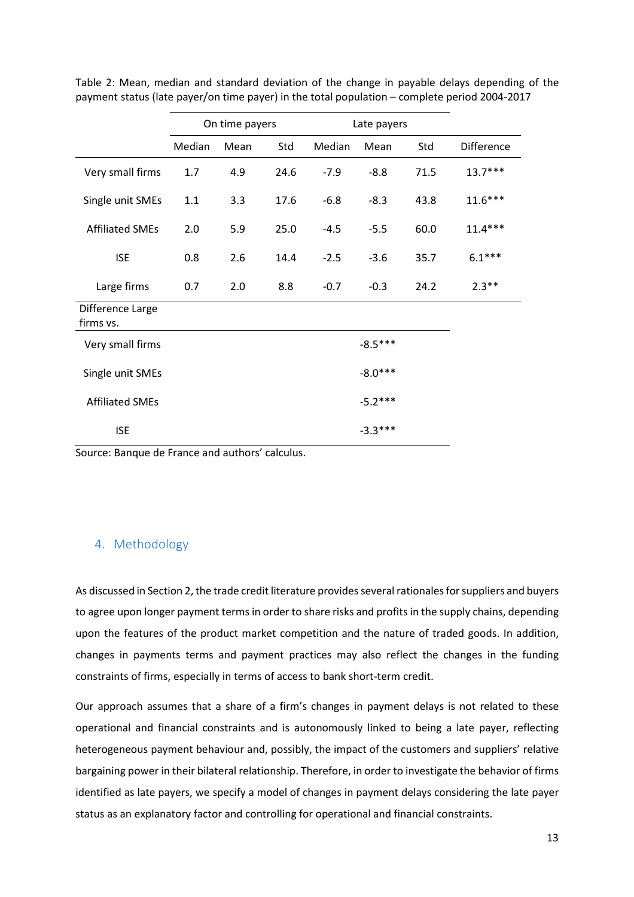Table 2: Mean, median and standard deviation of the change in payable delays depending of the payment status (late payer/on time payer) in the total population – complete period 2004-2017

| | On time payers | | | Late payers | | | |
|---|---|---|---|---|---|---|---|
| | Median | Mean | Std | Median | Mean | Std | Difference |
| Very small firms | 1.7 | 4.9 | 24.6 | -7.9 | -8.8 | 71.5 | 13.7*** |
| Single unit SMEs | 1.1 | 3.3 | 17.6 | -6.8 | -8.3 | 43.8 | 11.6*** |
| Affiliated SMEs | 2.0 | 5.9 | 25.0 | -4.5 | -5.5 | 60.0 | 11.4*** |
| ISE | 0.8 | 2.6 | 14.4 | -2.5 | -3.6 | 35.7 | 6.1*** |
| Large firms | 0.7 | 2.0 | 8.8 | -0.7 | -0.3 | 24.2 | 2.3** |
| Difference Large firms vs. | | | | | | | |
| Very small firms | | | | | -8.5*** | | |
| Single unit SMEs | | | | | -8.0*** | | |
| Affiliated SMEs | | | | | -5.2*** | | |
| ISE | | | | | -3.3*** | | |

Source: Banque de France and authors' calculus.

## 4. Methodology

As discussed in Section 2, the trade credit literature provides several rationales for suppliers and buyers to agree upon longer payment terms in order to share risks and profits in the supply chains, depending upon the features of the product market competition and the nature of traded goods. In addition, changes in payments terms and payment practices may also reflect the changes in the funding constraints of firms, especially in terms of access to bank short-term credit.

Our approach assumes that a share of a firm's changes in payment delays is not related to these operational and financial constraints and is autonomously linked to being a late payer, reflecting heterogeneous payment behaviour and, possibly, the impact of the customers and suppliers' relative bargaining power in their bilateral relationship. Therefore, in order to investigate the behavior of firms identified as late payers, we specify a model of changes in payment delays considering the late payer status as an explanatory factor and controlling for operational and financial constraints.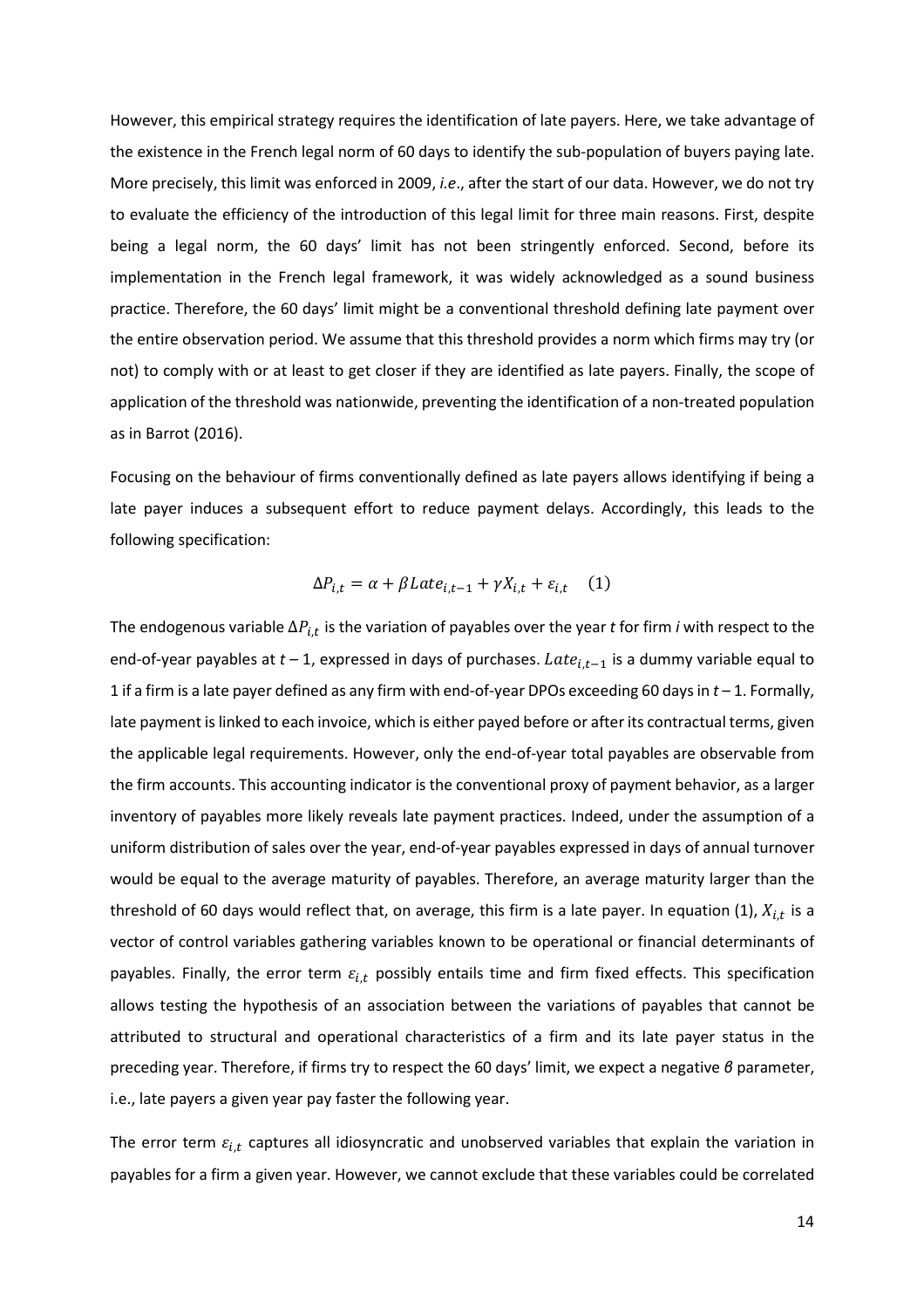However, this empirical strategy requires the identification of late payers. Here, we take advantage of the existence in the French legal norm of 60 days to identify the sub-population of buyers paying late. More precisely, this limit was enforced in 2009, *i.e*., after the start of our data. However, we do not try to evaluate the efficiency of the introduction of this legal limit for three main reasons. First, despite being a legal norm, the 60 days' limit has not been stringently enforced. Second, before its implementation in the French legal framework, it was widely acknowledged as a sound business practice. Therefore, the 60 days' limit might be a conventional threshold defining late payment over the entire observation period. We assume that this threshold provides a norm which firms may try (or not) to comply with or at least to get closer if they are identified as late payers. Finally, the scope of application of the threshold was nationwide, preventing the identification of a non-treated population as in Barrot (2016).

Focusing on the behaviour of firms conventionally defined as late payers allows identifying if being a late payer induces a subsequent effort to reduce payment delays. Accordingly, this leads to the following specification:

$$\Delta P_{i,t} = \alpha + \beta Late_{i,t-1} + \gamma X_{i,t} + \varepsilon_{i,t} \quad (1)$$

The endogenous variable $\Delta P_{i,t}$ is the variation of payables over the year *t* for firm *i* with respect to the end-of-year payables at $t-1$, expressed in days of purchases. $Late_{i,t-1}$ is a dummy variable equal to 1 if a firm is a late payer defined as any firm with end-of-year DPOs exceeding 60 days in $t-1$. Formally, late payment is linked to each invoice, which is either payed before or after its contractual terms, given the applicable legal requirements. However, only the end-of-year total payables are observable from the firm accounts. This accounting indicator is the conventional proxy of payment behavior, as a larger inventory of payables more likely reveals late payment practices. Indeed, under the assumption of a uniform distribution of sales over the year, end-of-year payables expressed in days of annual turnover would be equal to the average maturity of payables. Therefore, an average maturity larger than the threshold of 60 days would reflect that, on average, this firm is a late payer. In equation (1), $X_{i,t}$ is a vector of control variables gathering variables known to be operational or financial determinants of payables. Finally, the error term $\varepsilon_{i,t}$ possibly entails time and firm fixed effects. This specification allows testing the hypothesis of an association between the variations of payables that cannot be attributed to structural and operational characteristics of a firm and its late payer status in the preceding year. Therefore, if firms try to respect the 60 days' limit, we expect a negative $\beta$ parameter, i.e., late payers a given year pay faster the following year.

The error term $\varepsilon_{i,t}$ captures all idiosyncratic and unobserved variables that explain the variation in payables for a firm a given year. However, we cannot exclude that these variables could be correlated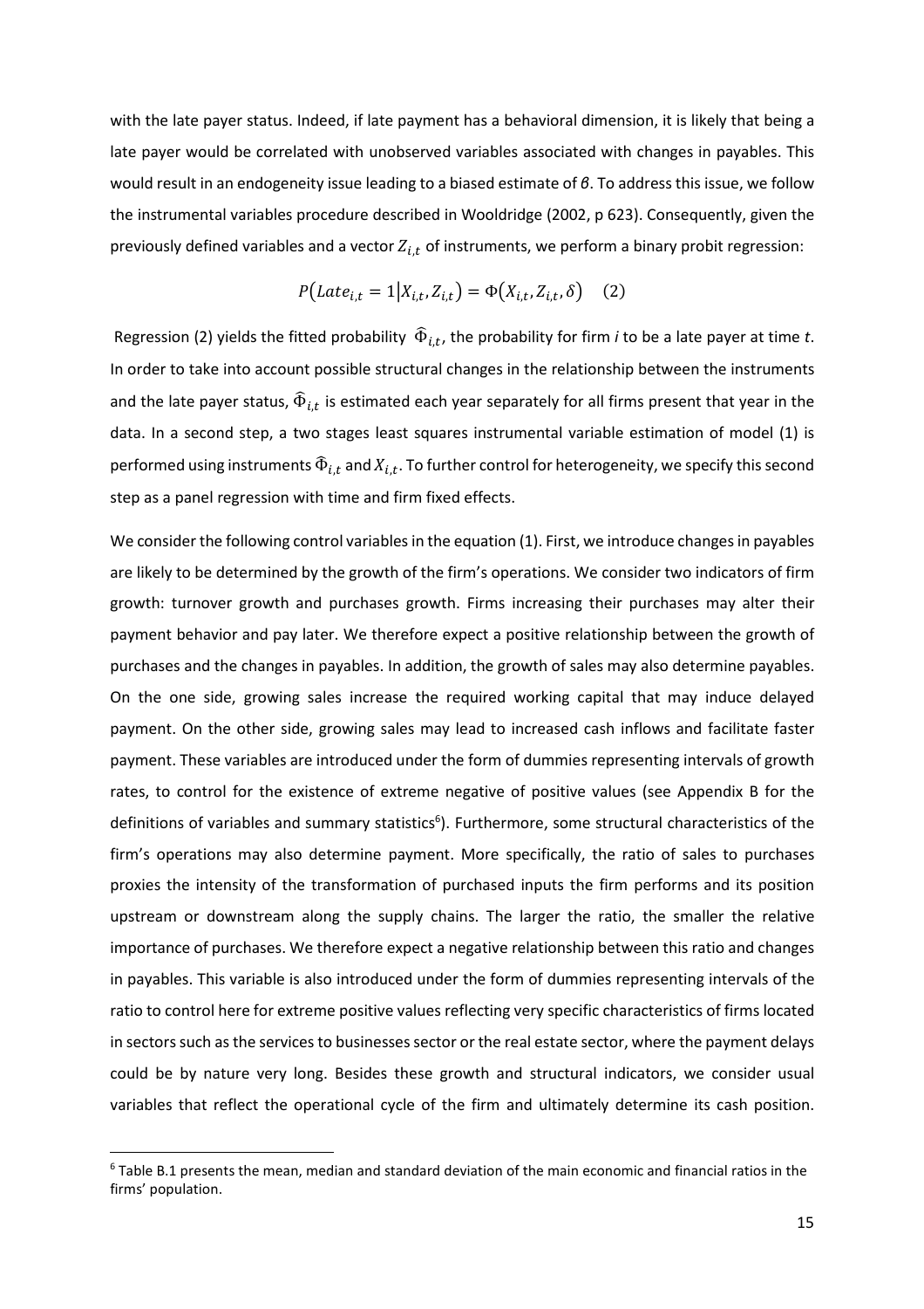with the late payer status. Indeed, if late payment has a behavioral dimension, it is likely that being a late payer would be correlated with unobserved variables associated with changes in payables. This would result in an endogeneity issue leading to a biased estimate of $\beta$. To address this issue, we follow the instrumental variables procedure described in Wooldridge (2002, p 623). Consequently, given the previously defined variables and a vector $Z_{i,t}$ of instruments, we perform a binary probit regression:

$$P\left(Late_{i,t} = 1 \middle| X_{i,t}, Z_{i,t}\right) = \Phi\left(X_{i,t}, Z_{i,t}, \delta\right) \quad (2)$$

Regression (2) yields the fitted probability $\widehat{\Phi}_{i,t}$, the probability for firm *i* to be a late payer at time *t*. In order to take into account possible structural changes in the relationship between the instruments and the late payer status, $\widehat{\Phi}_{i,t}$ is estimated each year separately for all firms present that year in the data. In a second step, a two stages least squares instrumental variable estimation of model (1) is performed using instruments $\widehat{\Phi}_{i,t}$ and $X_{i,t}$. To further control for heterogeneity, we specify this second step as a panel regression with time and firm fixed effects.

We consider the following control variables in the equation (1). First, we introduce changes in payables are likely to be determined by the growth of the firm's operations. We consider two indicators of firm growth: turnover growth and purchases growth. Firms increasing their purchases may alter their payment behavior and pay later. We therefore expect a positive relationship between the growth of purchases and the changes in payables. In addition, the growth of sales may also determine payables. On the one side, growing sales increase the required working capital that may induce delayed payment. On the other side, growing sales may lead to increased cash inflows and facilitate faster payment. These variables are introduced under the form of dummies representing intervals of growth rates, to control for the existence of extreme negative of positive values (see Appendix B for the definitions of variables and summary statistics[6]). Furthermore, some structural characteristics of the firm's operations may also determine payment. More specifically, the ratio of sales to purchases proxies the intensity of the transformation of purchased inputs the firm performs and its position upstream or downstream along the supply chains. The larger the ratio, the smaller the relative importance of purchases. We therefore expect a negative relationship between this ratio and changes in payables. This variable is also introduced under the form of dummies representing intervals of the ratio to control here for extreme positive values reflecting very specific characteristics of firms located in sectors such as the services to businesses sector or the real estate sector, where the payment delays could be by nature very long. Besides these growth and structural indicators, we consider usual variables that reflect the operational cycle of the firm and ultimately determine its cash position.

[6] Table B.1 presents the mean, median and standard deviation of the main economic and financial ratios in the firms' population.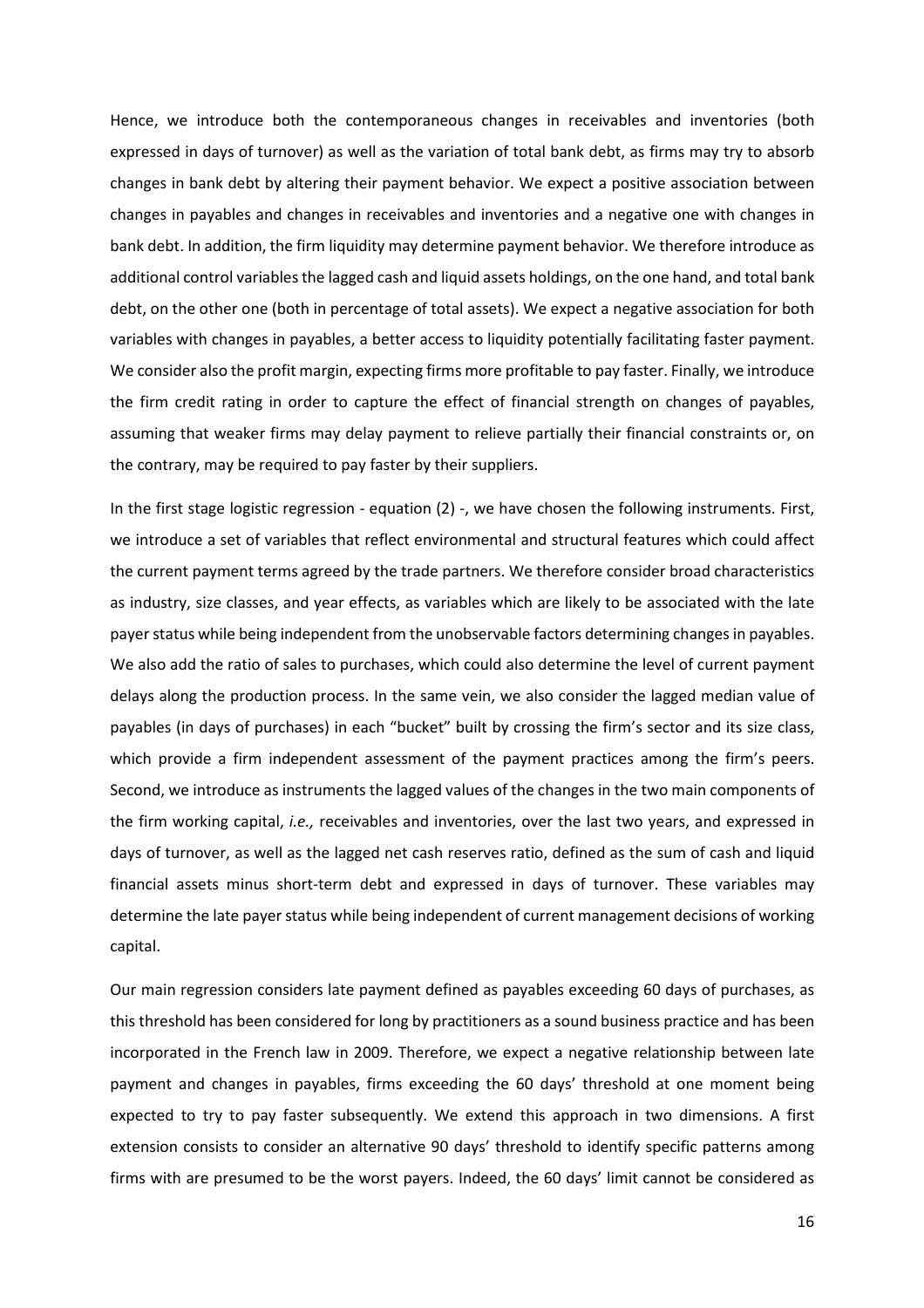Hence, we introduce both the contemporaneous changes in receivables and inventories (both expressed in days of turnover) as well as the variation of total bank debt, as firms may try to absorb changes in bank debt by altering their payment behavior. We expect a positive association between changes in payables and changes in receivables and inventories and a negative one with changes in bank debt. In addition, the firm liquidity may determine payment behavior. We therefore introduce as additional control variables the lagged cash and liquid assets holdings, on the one hand, and total bank debt, on the other one (both in percentage of total assets). We expect a negative association for both variables with changes in payables, a better access to liquidity potentially facilitating faster payment. We consider also the profit margin, expecting firms more profitable to pay faster. Finally, we introduce the firm credit rating in order to capture the effect of financial strength on changes of payables, assuming that weaker firms may delay payment to relieve partially their financial constraints or, on the contrary, may be required to pay faster by their suppliers.

In the first stage logistic regression - equation (2) -, we have chosen the following instruments. First, we introduce a set of variables that reflect environmental and structural features which could affect the current payment terms agreed by the trade partners. We therefore consider broad characteristics as industry, size classes, and year effects, as variables which are likely to be associated with the late payer status while being independent from the unobservable factors determining changes in payables. We also add the ratio of sales to purchases, which could also determine the level of current payment delays along the production process. In the same vein, we also consider the lagged median value of payables (in days of purchases) in each "bucket" built by crossing the firm's sector and its size class, which provide a firm independent assessment of the payment practices among the firm's peers. Second, we introduce as instruments the lagged values of the changes in the two main components of the firm working capital, *i.e.,* receivables and inventories, over the last two years, and expressed in days of turnover, as well as the lagged net cash reserves ratio, defined as the sum of cash and liquid financial assets minus short-term debt and expressed in days of turnover. These variables may determine the late payer status while being independent of current management decisions of working capital.

Our main regression considers late payment defined as payables exceeding 60 days of purchases, as this threshold has been considered for long by practitioners as a sound business practice and has been incorporated in the French law in 2009. Therefore, we expect a negative relationship between late payment and changes in payables, firms exceeding the 60 days' threshold at one moment being expected to try to pay faster subsequently. We extend this approach in two dimensions. A first extension consists to consider an alternative 90 days' threshold to identify specific patterns among firms with are presumed to be the worst payers. Indeed, the 60 days' limit cannot be considered as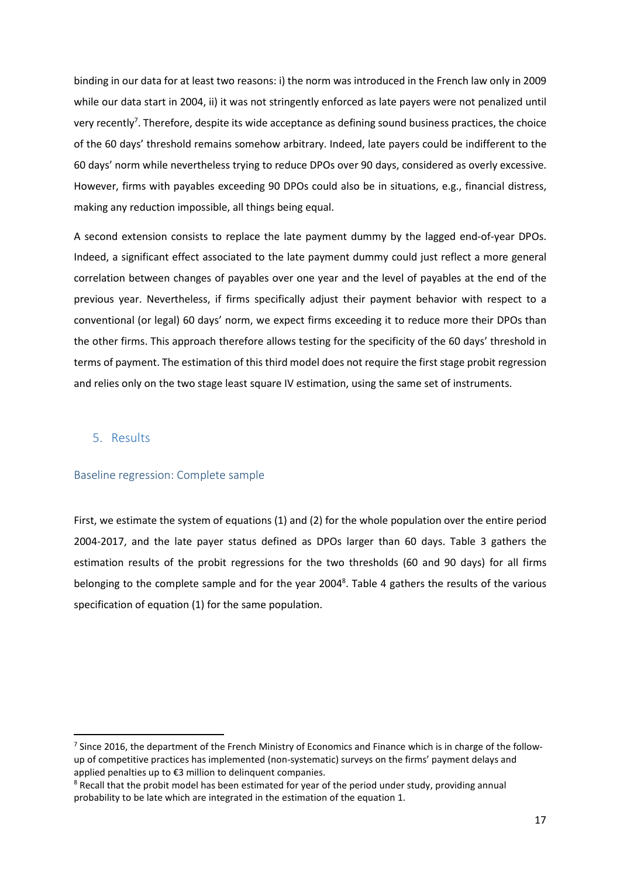binding in our data for at least two reasons: i) the norm was introduced in the French law only in 2009 while our data start in 2004, ii) it was not stringently enforced as late payers were not penalized until very recently[7]. Therefore, despite its wide acceptance as defining sound business practices, the choice of the 60 days' threshold remains somehow arbitrary. Indeed, late payers could be indifferent to the 60 days' norm while nevertheless trying to reduce DPOs over 90 days, considered as overly excessive. However, firms with payables exceeding 90 DPOs could also be in situations, e.g., financial distress, making any reduction impossible, all things being equal.

A second extension consists to replace the late payment dummy by the lagged end-of-year DPOs. Indeed, a significant effect associated to the late payment dummy could just reflect a more general correlation between changes of payables over one year and the level of payables at the end of the previous year. Nevertheless, if firms specifically adjust their payment behavior with respect to a conventional (or legal) 60 days' norm, we expect firms exceeding it to reduce more their DPOs than the other firms. This approach therefore allows testing for the specificity of the 60 days' threshold in terms of payment. The estimation of this third model does not require the first stage probit regression and relies only on the two stage least square IV estimation, using the same set of instruments.

## 5. Results

### Baseline regression: Complete sample

First, we estimate the system of equations (1) and (2) for the whole population over the entire period 2004-2017, and the late payer status defined as DPOs larger than 60 days. Table 3 gathers the estimation results of the probit regressions for the two thresholds (60 and 90 days) for all firms belonging to the complete sample and for the year 2004[8]. Table 4 gathers the results of the various specification of equation (1) for the same population.

---

[7] Since 2016, the department of the French Ministry of Economics and Finance which is in charge of the follow-up of competitive practices has implemented (non-systematic) surveys on the firms' payment delays and applied penalties up to €3 million to delinquent companies.

[8] Recall that the probit model has been estimated for year of the period under study, providing annual probability to be late which are integrated in the estimation of the equation 1.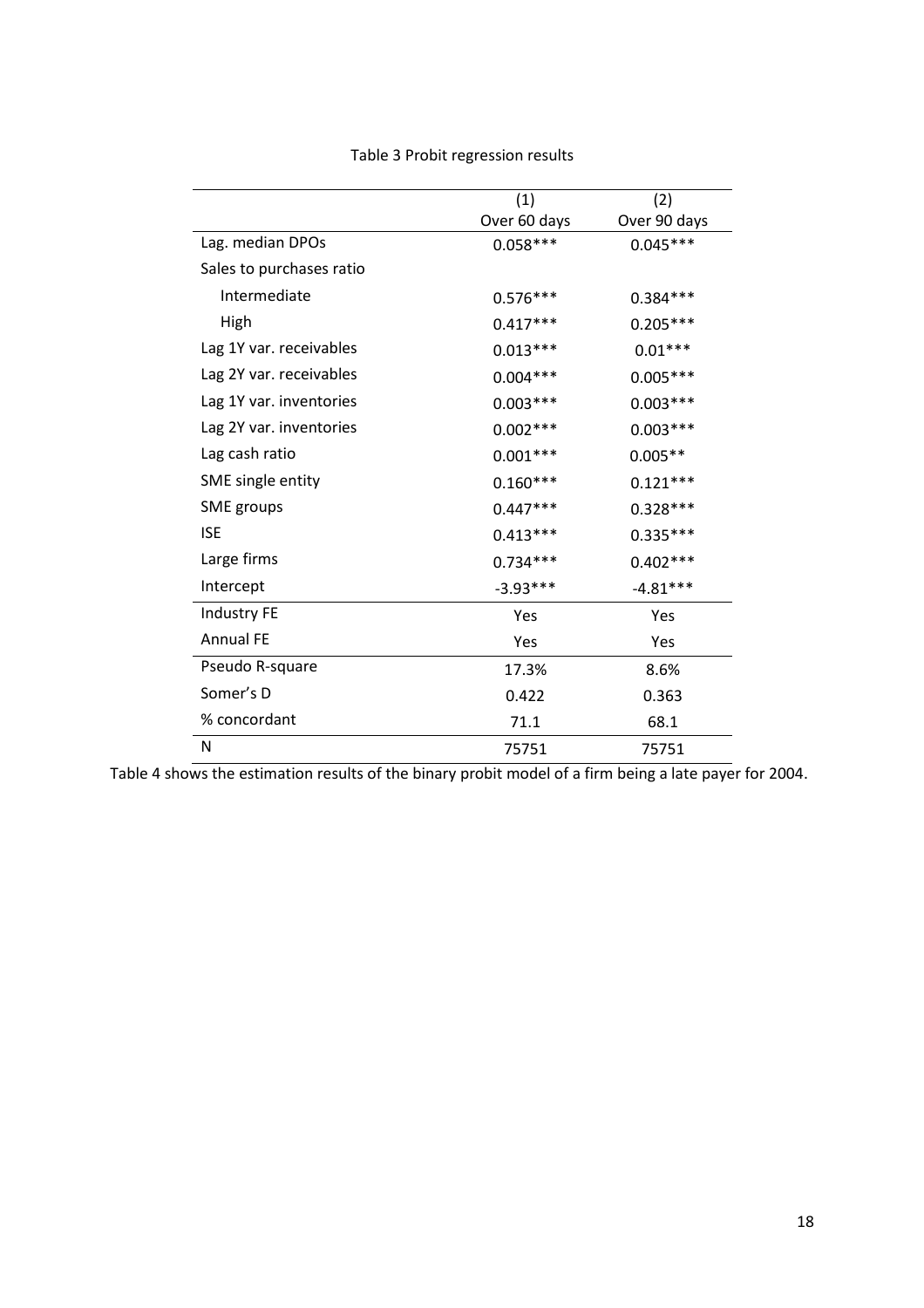Table 3 Probit regression results

| | (1)<br>Over 60 days | (2)<br>Over 90 days |
|---|---|---|
| Lag. median DPOs | 0.058*** | 0.045*** |
| Sales to purchases ratio | | |
| Intermediate | 0.576*** | 0.384*** |
| High | 0.417*** | 0.205*** |
| Lag 1Y var. receivables | 0.013*** | 0.01*** |
| Lag 2Y var. receivables | 0.004*** | 0.005*** |
| Lag 1Y var. inventories | 0.003*** | 0.003*** |
| Lag 2Y var. inventories | 0.002*** | 0.003*** |
| Lag cash ratio | 0.001*** | 0.005** |
| SME single entity | 0.160*** | 0.121*** |
| SME groups | 0.447*** | 0.328*** |
| ISE | 0.413*** | 0.335*** |
| Large firms | 0.734*** | 0.402*** |
| Intercept | -3.93*** | -4.81*** |
| Industry FE | Yes | Yes |
| Annual FE | Yes | Yes |
| Pseudo R-square | 17.3% | 8.6% |
| Somer's D | 0.422 | 0.363 |
| % concordant | 71.1 | 68.1 |
| N | 75751 | 75751 |

Table 4 shows the estimation results of the binary probit model of a firm being a late payer for 2004.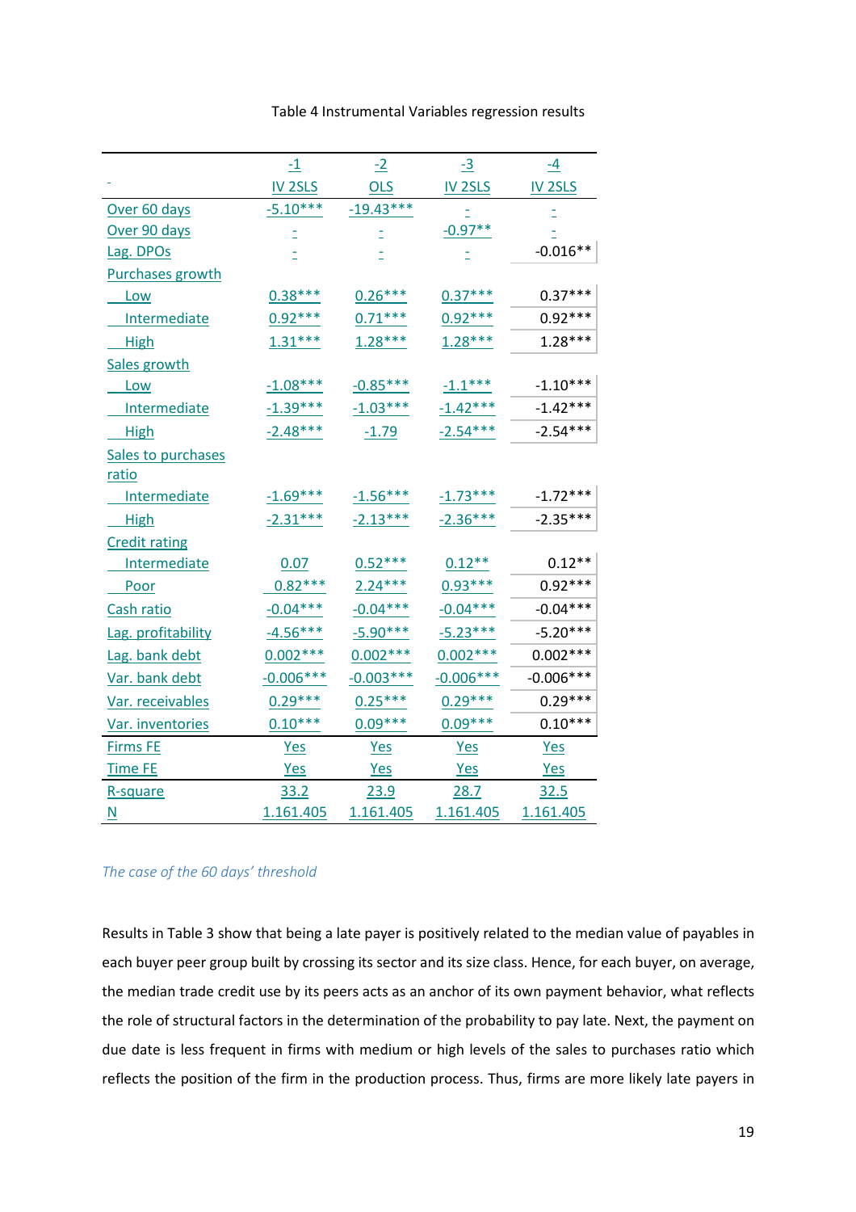Table 4 Instrumental Variables regression results

| - | -1<br>IV 2SLS | -2<br>OLS | -3<br>IV 2SLS | -4<br>IV 2SLS |
|---|---|---|---|---|
| Over 60 days | -5.10*** | -19.43*** | - | - |
| Over 90 days | - | - | -0.97** | - |
| Lag. DPOs | - | - | - | -0.016** |
| Purchases growth | | | | |
| Low | 0.38*** | 0.26*** | 0.37*** | 0.37*** |
| Intermediate | 0.92*** | 0.71*** | 0.92*** | 0.92*** |
| High | 1.31*** | 1.28*** | 1.28*** | 1.28*** |
| Sales growth | | | | |
| Low | -1.08*** | -0.85*** | -1.1*** | -1.10*** |
| Intermediate | -1.39*** | -1.03*** | -1.42*** | -1.42*** |
| High | -2.48*** | -1.79 | -2.54*** | -2.54*** |
| Sales to purchases ratio | | | | |
| Intermediate | -1.69*** | -1.56*** | -1.73*** | -1.72*** |
| High | -2.31*** | -2.13*** | -2.36*** | -2.35*** |
| Credit rating | | | | |
| Intermediate | 0.07 | 0.52*** | 0.12** | 0.12** |
| Poor | 0.82*** | 2.24*** | 0.93*** | 0.92*** |
| Cash ratio | -0.04*** | -0.04*** | -0.04*** | -0.04*** |
| Lag. profitability | -4.56*** | -5.90*** | -5.23*** | -5.20*** |
| Lag. bank debt | 0.002*** | 0.002*** | 0.002*** | 0.002*** |
| Var. bank debt | -0.006*** | -0.003*** | -0.006*** | -0.006*** |
| Var. receivables | 0.29*** | 0.25*** | 0.29*** | 0.29*** |
| Var. inventories | 0.10*** | 0.09*** | 0.09*** | 0.10*** |
| Firms FE | Yes | Yes | Yes | Yes |
| Time FE | Yes | Yes | Yes | Yes |
| R-square | 33.2 | 23.9 | 28.7 | 32.5 |
| N | 1.161.405 | 1.161.405 | 1.161.405 | 1.161.405 |

*The case of the 60 days' threshold*

Results in Table 3 show that being a late payer is positively related to the median value of payables in each buyer peer group built by crossing its sector and its size class. Hence, for each buyer, on average, the median trade credit use by its peers acts as an anchor of its own payment behavior, what reflects the role of structural factors in the determination of the probability to pay late. Next, the payment on due date is less frequent in firms with medium or high levels of the sales to purchases ratio which reflects the position of the firm in the production process. Thus, firms are more likely late payers in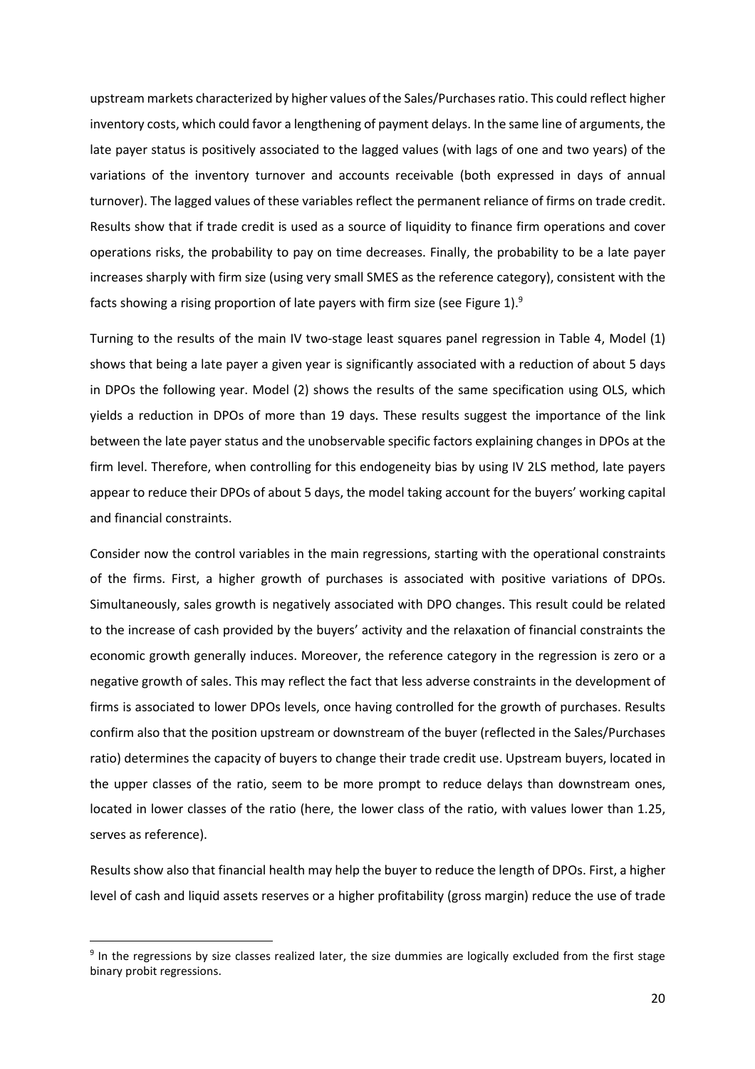upstream markets characterized by higher values of the Sales/Purchases ratio. This could reflect higher inventory costs, which could favor a lengthening of payment delays. In the same line of arguments, the late payer status is positively associated to the lagged values (with lags of one and two years) of the variations of the inventory turnover and accounts receivable (both expressed in days of annual turnover). The lagged values of these variables reflect the permanent reliance of firms on trade credit. Results show that if trade credit is used as a source of liquidity to finance firm operations and cover operations risks, the probability to pay on time decreases. Finally, the probability to be a late payer increases sharply with firm size (using very small SMES as the reference category), consistent with the facts showing a rising proportion of late payers with firm size (see Figure 1).[9]

Turning to the results of the main IV two-stage least squares panel regression in Table 4, Model (1) shows that being a late payer a given year is significantly associated with a reduction of about 5 days in DPOs the following year. Model (2) shows the results of the same specification using OLS, which yields a reduction in DPOs of more than 19 days. These results suggest the importance of the link between the late payer status and the unobservable specific factors explaining changes in DPOs at the firm level. Therefore, when controlling for this endogeneity bias by using IV 2LS method, late payers appear to reduce their DPOs of about 5 days, the model taking account for the buyers' working capital and financial constraints.

Consider now the control variables in the main regressions, starting with the operational constraints of the firms. First, a higher growth of purchases is associated with positive variations of DPOs. Simultaneously, sales growth is negatively associated with DPO changes. This result could be related to the increase of cash provided by the buyers' activity and the relaxation of financial constraints the economic growth generally induces. Moreover, the reference category in the regression is zero or a negative growth of sales. This may reflect the fact that less adverse constraints in the development of firms is associated to lower DPOs levels, once having controlled for the growth of purchases. Results confirm also that the position upstream or downstream of the buyer (reflected in the Sales/Purchases ratio) determines the capacity of buyers to change their trade credit use. Upstream buyers, located in the upper classes of the ratio, seem to be more prompt to reduce delays than downstream ones, located in lower classes of the ratio (here, the lower class of the ratio, with values lower than 1.25, serves as reference).

Results show also that financial health may help the buyer to reduce the length of DPOs. First, a higher level of cash and liquid assets reserves or a higher profitability (gross margin) reduce the use of trade

---

[9] In the regressions by size classes realized later, the size dummies are logically excluded from the first stage binary probit regressions.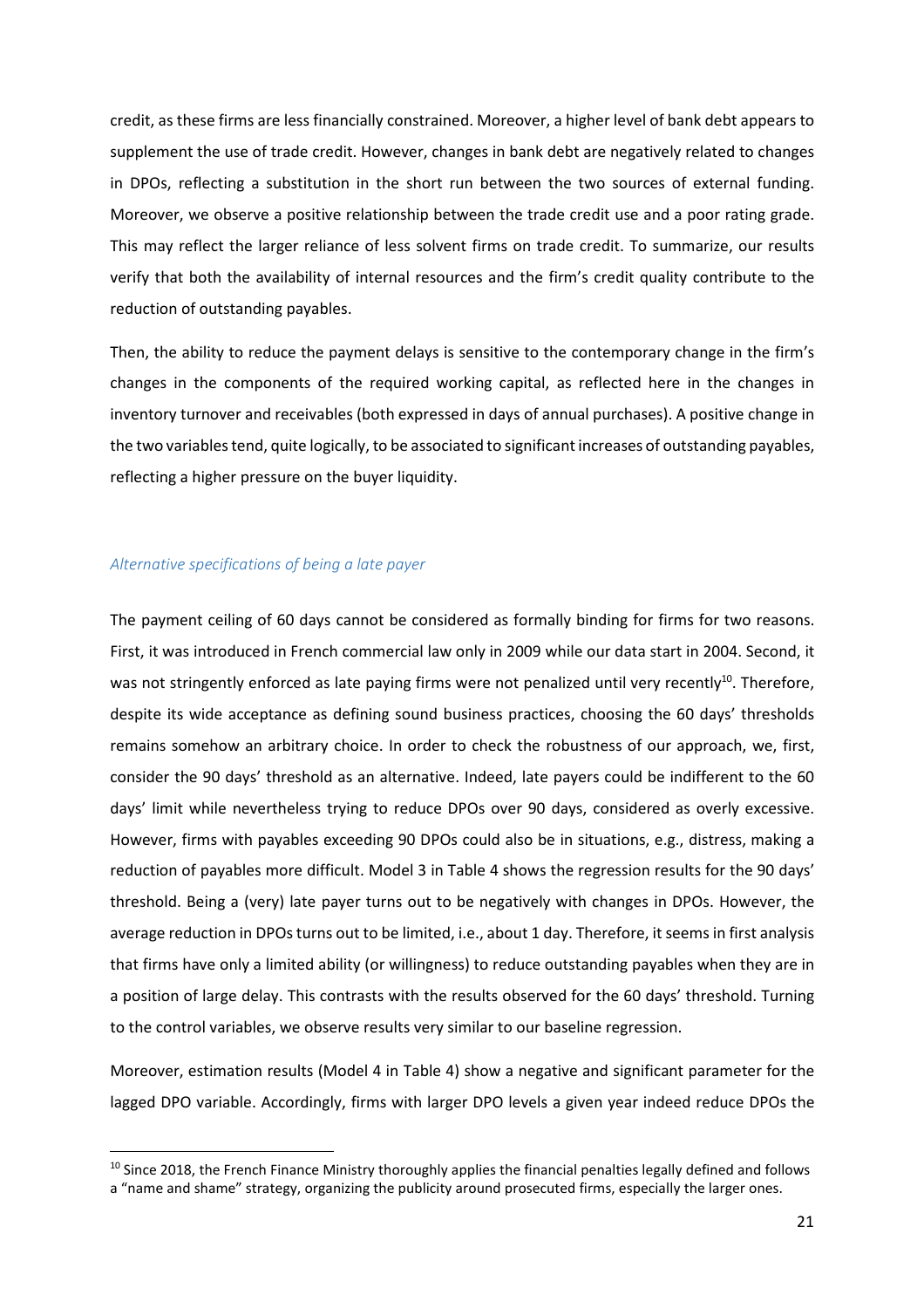credit, as these firms are less financially constrained. Moreover, a higher level of bank debt appears to supplement the use of trade credit. However, changes in bank debt are negatively related to changes in DPOs, reflecting a substitution in the short run between the two sources of external funding. Moreover, we observe a positive relationship between the trade credit use and a poor rating grade. This may reflect the larger reliance of less solvent firms on trade credit. To summarize, our results verify that both the availability of internal resources and the firm's credit quality contribute to the reduction of outstanding payables.

Then, the ability to reduce the payment delays is sensitive to the contemporary change in the firm's changes in the components of the required working capital, as reflected here in the changes in inventory turnover and receivables (both expressed in days of annual purchases). A positive change in the two variables tend, quite logically, to be associated to significant increases of outstanding payables, reflecting a higher pressure on the buyer liquidity.

*Alternative specifications of being a late payer*

The payment ceiling of 60 days cannot be considered as formally binding for firms for two reasons. First, it was introduced in French commercial law only in 2009 while our data start in 2004. Second, it was not stringently enforced as late paying firms were not penalized until very recently[10]. Therefore, despite its wide acceptance as defining sound business practices, choosing the 60 days' thresholds remains somehow an arbitrary choice. In order to check the robustness of our approach, we, first, consider the 90 days' threshold as an alternative. Indeed, late payers could be indifferent to the 60 days' limit while nevertheless trying to reduce DPOs over 90 days, considered as overly excessive. However, firms with payables exceeding 90 DPOs could also be in situations, e.g., distress, making a reduction of payables more difficult. Model 3 in Table 4 shows the regression results for the 90 days' threshold. Being a (very) late payer turns out to be negatively with changes in DPOs. However, the average reduction in DPOs turns out to be limited, i.e., about 1 day. Therefore, it seems in first analysis that firms have only a limited ability (or willingness) to reduce outstanding payables when they are in a position of large delay. This contrasts with the results observed for the 60 days' threshold. Turning to the control variables, we observe results very similar to our baseline regression.

Moreover, estimation results (Model 4 in Table 4) show a negative and significant parameter for the lagged DPO variable. Accordingly, firms with larger DPO levels a given year indeed reduce DPOs the

[10] Since 2018, the French Finance Ministry thoroughly applies the financial penalties legally defined and follows a "name and shame" strategy, organizing the publicity around prosecuted firms, especially the larger ones.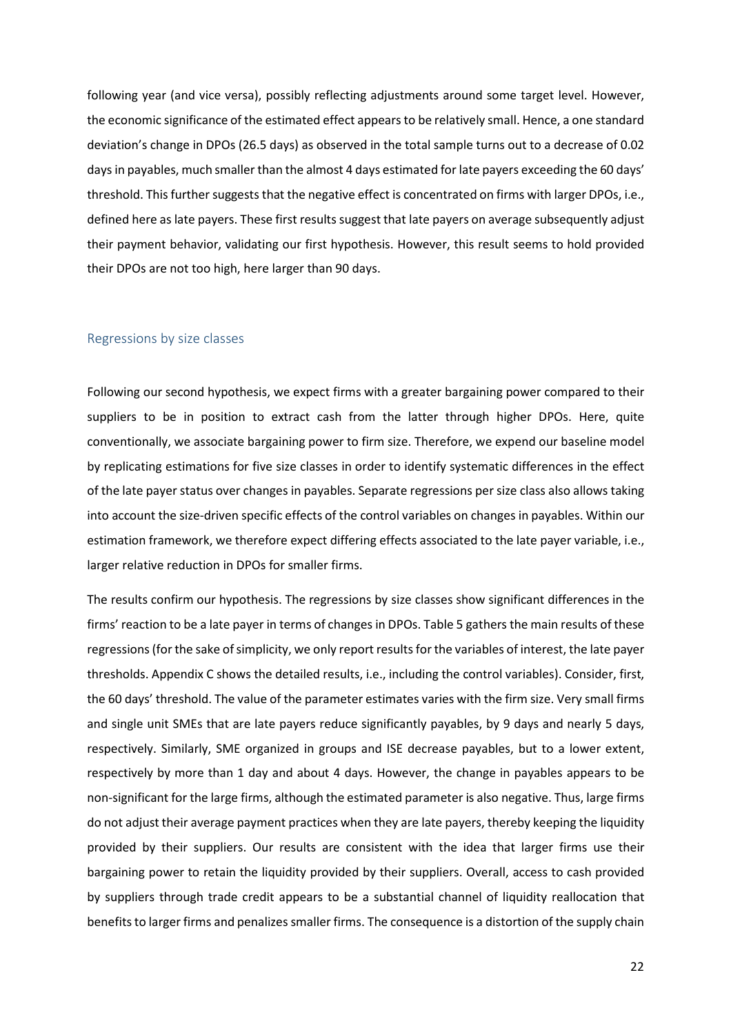following year (and vice versa), possibly reflecting adjustments around some target level. However, the economic significance of the estimated effect appears to be relatively small. Hence, a one standard deviation's change in DPOs (26.5 days) as observed in the total sample turns out to a decrease of 0.02 days in payables, much smaller than the almost 4 days estimated for late payers exceeding the 60 days' threshold. This further suggests that the negative effect is concentrated on firms with larger DPOs, i.e., defined here as late payers. These first results suggest that late payers on average subsequently adjust their payment behavior, validating our first hypothesis. However, this result seems to hold provided their DPOs are not too high, here larger than 90 days.

## Regressions by size classes

Following our second hypothesis, we expect firms with a greater bargaining power compared to their suppliers to be in position to extract cash from the latter through higher DPOs. Here, quite conventionally, we associate bargaining power to firm size. Therefore, we expend our baseline model by replicating estimations for five size classes in order to identify systematic differences in the effect of the late payer status over changes in payables. Separate regressions per size class also allows taking into account the size-driven specific effects of the control variables on changes in payables. Within our estimation framework, we therefore expect differing effects associated to the late payer variable, i.e., larger relative reduction in DPOs for smaller firms.

The results confirm our hypothesis. The regressions by size classes show significant differences in the firms' reaction to be a late payer in terms of changes in DPOs. Table 5 gathers the main results of these regressions (for the sake of simplicity, we only report results for the variables of interest, the late payer thresholds. Appendix C shows the detailed results, i.e., including the control variables). Consider, first, the 60 days' threshold. The value of the parameter estimates varies with the firm size. Very small firms and single unit SMEs that are late payers reduce significantly payables, by 9 days and nearly 5 days, respectively. Similarly, SME organized in groups and ISE decrease payables, but to a lower extent, respectively by more than 1 day and about 4 days. However, the change in payables appears to be non-significant for the large firms, although the estimated parameter is also negative. Thus, large firms do not adjust their average payment practices when they are late payers, thereby keeping the liquidity provided by their suppliers. Our results are consistent with the idea that larger firms use their bargaining power to retain the liquidity provided by their suppliers. Overall, access to cash provided by suppliers through trade credit appears to be a substantial channel of liquidity reallocation that benefits to larger firms and penalizes smaller firms. The consequence is a distortion of the supply chain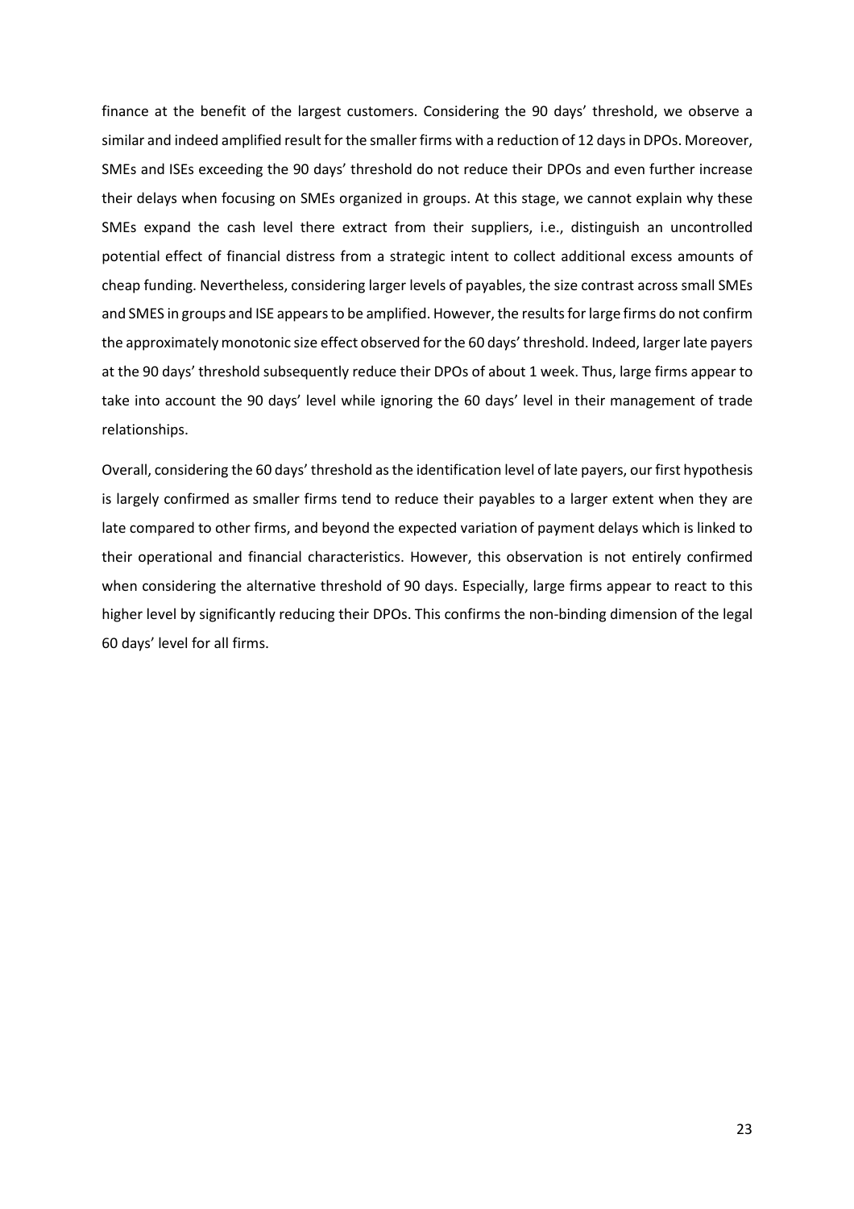finance at the benefit of the largest customers. Considering the 90 days' threshold, we observe a similar and indeed amplified result for the smaller firms with a reduction of 12 days in DPOs. Moreover, SMEs and ISEs exceeding the 90 days' threshold do not reduce their DPOs and even further increase their delays when focusing on SMEs organized in groups. At this stage, we cannot explain why these SMEs expand the cash level there extract from their suppliers, i.e., distinguish an uncontrolled potential effect of financial distress from a strategic intent to collect additional excess amounts of cheap funding. Nevertheless, considering larger levels of payables, the size contrast across small SMEs and SMES in groups and ISE appears to be amplified. However, the results for large firms do not confirm the approximately monotonic size effect observed for the 60 days' threshold. Indeed, larger late payers at the 90 days' threshold subsequently reduce their DPOs of about 1 week. Thus, large firms appear to take into account the 90 days' level while ignoring the 60 days' level in their management of trade relationships.

Overall, considering the 60 days' threshold as the identification level of late payers, our first hypothesis is largely confirmed as smaller firms tend to reduce their payables to a larger extent when they are late compared to other firms, and beyond the expected variation of payment delays which is linked to their operational and financial characteristics. However, this observation is not entirely confirmed when considering the alternative threshold of 90 days. Especially, large firms appear to react to this higher level by significantly reducing their DPOs. This confirms the non-binding dimension of the legal 60 days' level for all firms.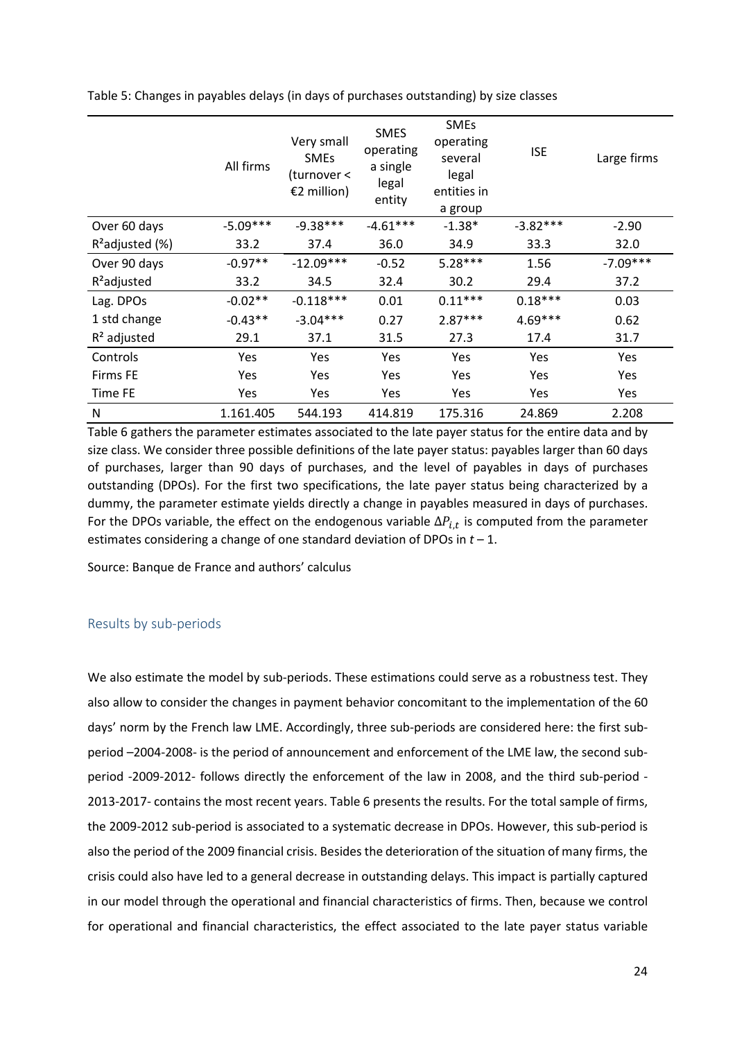Table 5: Changes in payables delays (in days of purchases outstanding) by size classes

| | All firms | Very small SMEs (turnover < €2 million) | SMES operating a single legal entity | SMEs operating several legal entities in a group | ISE | Large firms |
|---|---|---|---|---|---|---|
| Over 60 days | -5.09*** | -9.38*** | -4.61*** | -1.38* | -3.82*** | -2.90 |
| $R^2$adjusted (%) | 33.2 | 37.4 | 36.0 | 34.9 | 33.3 | 32.0 |
| Over 90 days | -0.97** | -12.09*** | -0.52 | 5.28*** | 1.56 | -7.09*** |
| $R^2$adjusted | 33.2 | 34.5 | 32.4 | 30.2 | 29.4 | 37.2 |
| Lag. DPOs | -0.02** | -0.118*** | 0.01 | 0.11*** | 0.18*** | 0.03 |
| 1 std change | -0.43** | -3.04*** | 0.27 | 2.87*** | 4.69*** | 0.62 |
| $R^2$ adjusted | 29.1 | 37.1 | 31.5 | 27.3 | 17.4 | 31.7 |
| Controls | Yes | Yes | Yes | Yes | Yes | Yes |
| Firms FE | Yes | Yes | Yes | Yes | Yes | Yes |
| Time FE | Yes | Yes | Yes | Yes | Yes | Yes |
| N | 1.161.405 | 544.193 | 414.819 | 175.316 | 24.869 | 2.208 |

Table 6 gathers the parameter estimates associated to the late payer status for the entire data and by size class. We consider three possible definitions of the late payer status: payables larger than 60 days of purchases, larger than 90 days of purchases, and the level of payables in days of purchases outstanding (DPOs). For the first two specifications, the late payer status being characterized by a dummy, the parameter estimate yields directly a change in payables measured in days of purchases. For the DPOs variable, the effect on the endogenous variable $\Delta P_{i,t}$ is computed from the parameter estimates considering a change of one standard deviation of DPOs in $t-1$.

Source: Banque de France and authors' calculus

### Results by sub-periods

We also estimate the model by sub-periods. These estimations could serve as a robustness test. They also allow to consider the changes in payment behavior concomitant to the implementation of the 60 days' norm by the French law LME. Accordingly, three sub-periods are considered here: the first sub-period –2004-2008- is the period of announcement and enforcement of the LME law, the second sub-period -2009-2012- follows directly the enforcement of the law in 2008, and the third sub-period -2013-2017- contains the most recent years. Table 6 presents the results. For the total sample of firms, the 2009-2012 sub-period is associated to a systematic decrease in DPOs. However, this sub-period is also the period of the 2009 financial crisis. Besides the deterioration of the situation of many firms, the crisis could also have led to a general decrease in outstanding delays. This impact is partially captured in our model through the operational and financial characteristics of firms. Then, because we control for operational and financial characteristics, the effect associated to the late payer status variable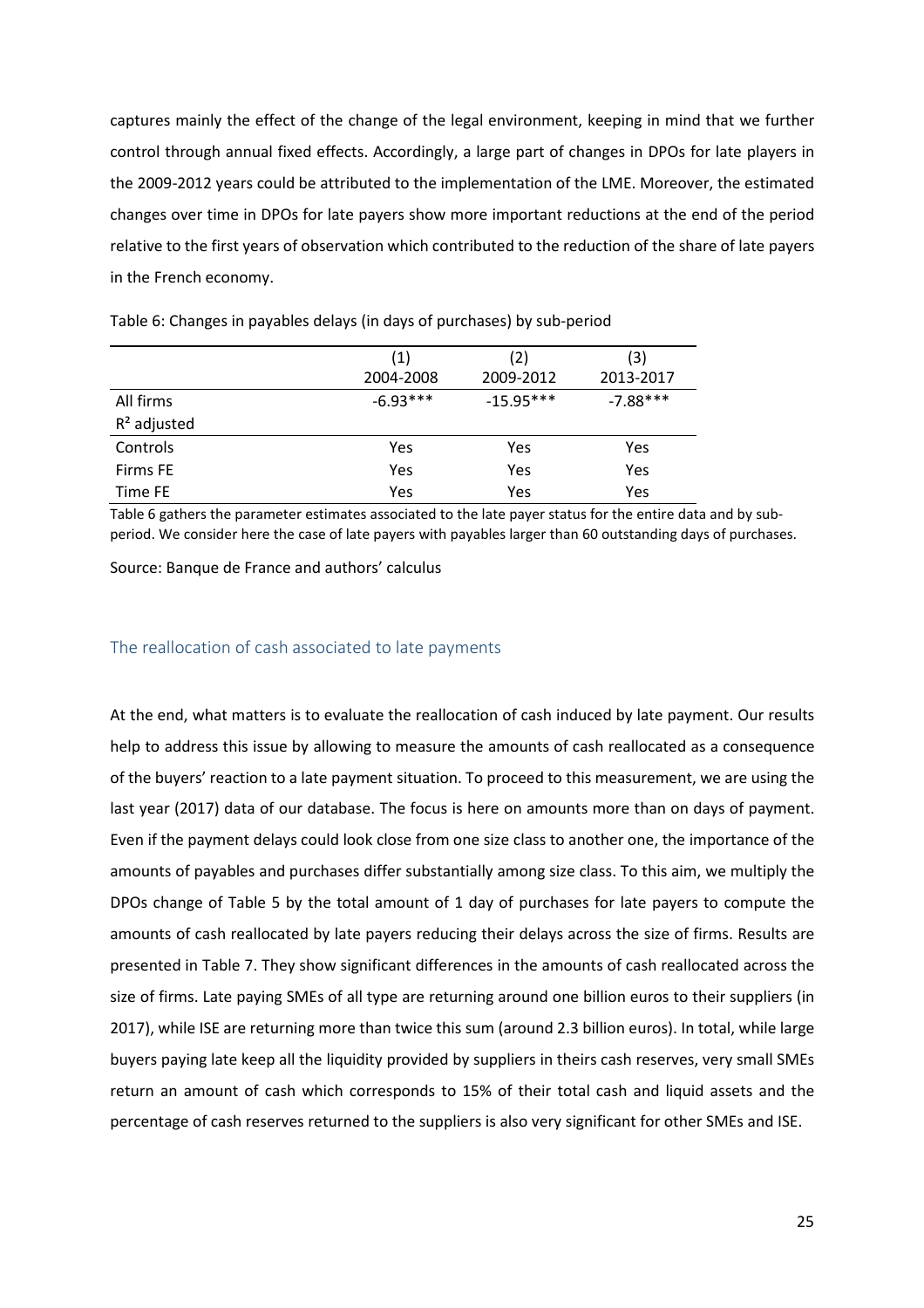captures mainly the effect of the change of the legal environment, keeping in mind that we further control through annual fixed effects. Accordingly, a large part of changes in DPOs for late players in the 2009-2012 years could be attributed to the implementation of the LME. Moreover, the estimated changes over time in DPOs for late payers show more important reductions at the end of the period relative to the first years of observation which contributed to the reduction of the share of late payers in the French economy.

Table 6: Changes in payables delays (in days of purchases) by sub-period

| | (1)<br>2004-2008 | (2)<br>2009-2012 | (3)<br>2013-2017 |
|---|---|---|---|
| All firms | -6.93*** | -15.95*** | -7.88*** |
| $R^2$ adjusted | | | |
| Controls | Yes | Yes | Yes |
| Firms FE | Yes | Yes | Yes |
| Time FE | Yes | Yes | Yes |

Table 6 gathers the parameter estimates associated to the late payer status for the entire data and by sub-period. We consider here the case of late payers with payables larger than 60 outstanding days of purchases.

Source: Banque de France and authors' calculus

## The reallocation of cash associated to late payments

At the end, what matters is to evaluate the reallocation of cash induced by late payment. Our results help to address this issue by allowing to measure the amounts of cash reallocated as a consequence of the buyers' reaction to a late payment situation. To proceed to this measurement, we are using the last year (2017) data of our database. The focus is here on amounts more than on days of payment. Even if the payment delays could look close from one size class to another one, the importance of the amounts of payables and purchases differ substantially among size class. To this aim, we multiply the DPOs change of Table 5 by the total amount of 1 day of purchases for late payers to compute the amounts of cash reallocated by late payers reducing their delays across the size of firms. Results are presented in Table 7. They show significant differences in the amounts of cash reallocated across the size of firms. Late paying SMEs of all type are returning around one billion euros to their suppliers (in 2017), while ISE are returning more than twice this sum (around 2.3 billion euros). In total, while large buyers paying late keep all the liquidity provided by suppliers in theirs cash reserves, very small SMEs return an amount of cash which corresponds to 15% of their total cash and liquid assets and the percentage of cash reserves returned to the suppliers is also very significant for other SMEs and ISE.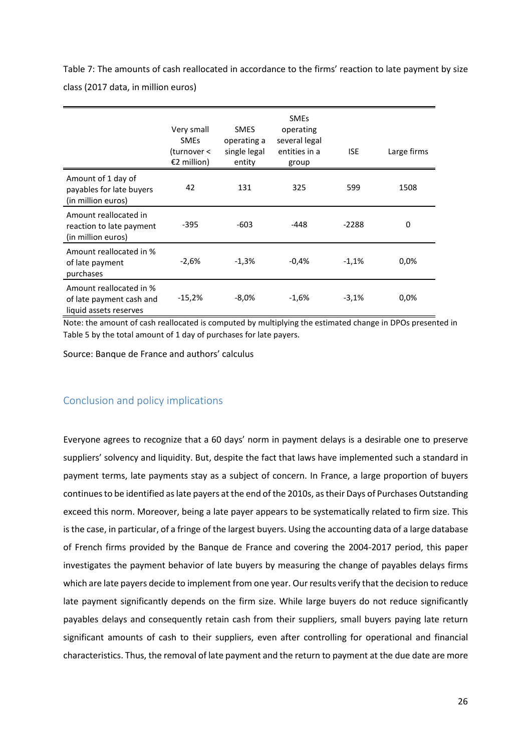Table 7: The amounts of cash reallocated in accordance to the firms' reaction to late payment by size class (2017 data, in million euros)

| | Very small SMEs (turnover < €2 million) | SMES operating a single legal entity | SMEs operating several legal entities in a group | ISE | Large firms |
|---|---|---|---|---|---|
| Amount of 1 day of payables for late buyers (in million euros) | 42 | 131 | 325 | 599 | 1508 |
| Amount reallocated in reaction to late payment (in million euros) | -395 | -603 | -448 | -2288 | 0 |
| Amount reallocated in % of late payment purchases | -2,6% | -1,3% | -0,4% | -1,1% | 0,0% |
| Amount reallocated in % of late payment cash and liquid assets reserves | -15,2% | -8,0% | -1,6% | -3,1% | 0,0% |

Note: the amount of cash reallocated is computed by multiplying the estimated change in DPOs presented in Table 5 by the total amount of 1 day of purchases for late payers.

Source: Banque de France and authors' calculus

## Conclusion and policy implications

Everyone agrees to recognize that a 60 days' norm in payment delays is a desirable one to preserve suppliers' solvency and liquidity. But, despite the fact that laws have implemented such a standard in payment terms, late payments stay as a subject of concern. In France, a large proportion of buyers continues to be identified as late payers at the end of the 2010s, as their Days of Purchases Outstanding exceed this norm. Moreover, being a late payer appears to be systematically related to firm size. This is the case, in particular, of a fringe of the largest buyers. Using the accounting data of a large database of French firms provided by the Banque de France and covering the 2004-2017 period, this paper investigates the payment behavior of late buyers by measuring the change of payables delays firms which are late payers decide to implement from one year. Our results verify that the decision to reduce late payment significantly depends on the firm size. While large buyers do not reduce significantly payables delays and consequently retain cash from their suppliers, small buyers paying late return significant amounts of cash to their suppliers, even after controlling for operational and financial characteristics. Thus, the removal of late payment and the return to payment at the due date are more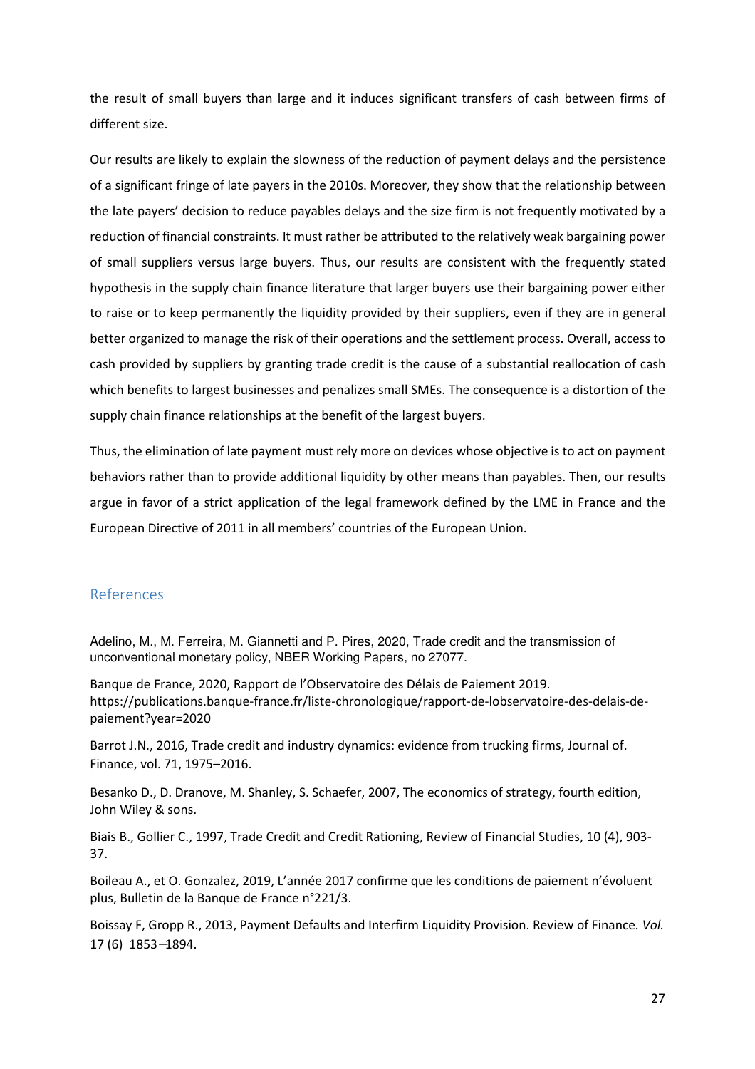the result of small buyers than large and it induces significant transfers of cash between firms of different size.

Our results are likely to explain the slowness of the reduction of payment delays and the persistence of a significant fringe of late payers in the 2010s. Moreover, they show that the relationship between the late payers' decision to reduce payables delays and the size firm is not frequently motivated by a reduction of financial constraints. It must rather be attributed to the relatively weak bargaining power of small suppliers versus large buyers. Thus, our results are consistent with the frequently stated hypothesis in the supply chain finance literature that larger buyers use their bargaining power either to raise or to keep permanently the liquidity provided by their suppliers, even if they are in general better organized to manage the risk of their operations and the settlement process. Overall, access to cash provided by suppliers by granting trade credit is the cause of a substantial reallocation of cash which benefits to largest businesses and penalizes small SMEs. The consequence is a distortion of the supply chain finance relationships at the benefit of the largest buyers.

Thus, the elimination of late payment must rely more on devices whose objective is to act on payment behaviors rather than to provide additional liquidity by other means than payables. Then, our results argue in favor of a strict application of the legal framework defined by the LME in France and the European Directive of 2011 in all members' countries of the European Union.

## References

Adelino, M., M. Ferreira, M. Giannetti and P. Pires, 2020, Trade credit and the transmission of unconventional monetary policy, NBER Working Papers, no 27077.

Banque de France, 2020, Rapport de l'Observatoire des Délais de Paiement 2019. https://publications.banque-france.fr/liste-chronologique/rapport-de-lobservatoire-des-delais-de-paiement?year=2020

Barrot J.N., 2016, Trade credit and industry dynamics: evidence from trucking firms, Journal of. Finance, vol. 71, 1975–2016.

Besanko D., D. Dranove, M. Shanley, S. Schaefer, 2007, The economics of strategy, fourth edition, John Wiley & sons.

Biais B., Gollier C., 1997, Trade Credit and Credit Rationing, Review of Financial Studies, 10 (4), 903-37.

Boileau A., et O. Gonzalez, 2019, L'année 2017 confirme que les conditions de paiement n'évoluent plus, Bulletin de la Banque de France n°221/3.

Boissay F, Gropp R., 2013, Payment Defaults and Interfirm Liquidity Provision. Review of Finance. *Vol.* 17 (6) 1853–1894.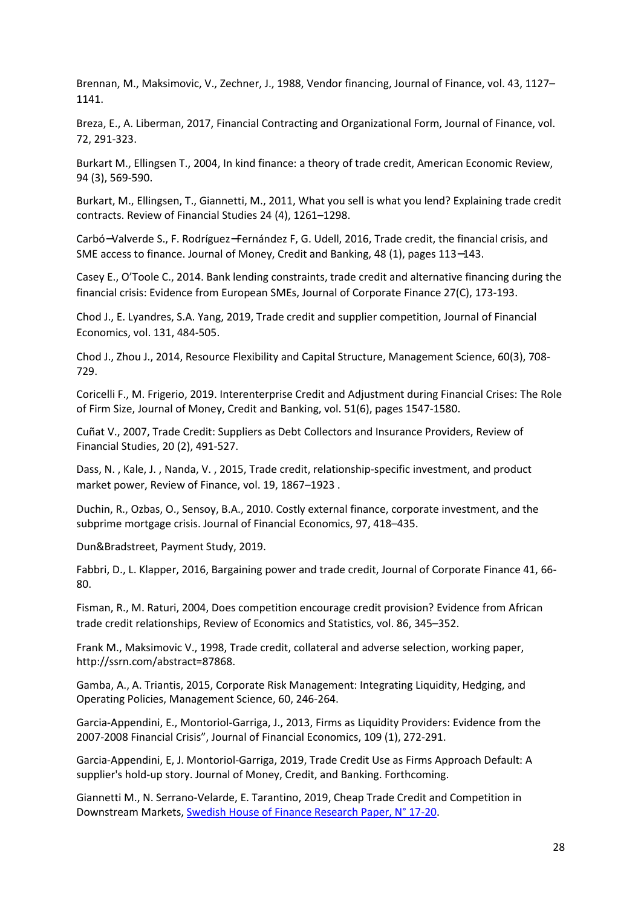Brennan, M., Maksimovic, V., Zechner, J., 1988, Vendor financing, Journal of Finance, vol. 43, 1127–1141.

Breza, E., A. Liberman, 2017, Financial Contracting and Organizational Form, Journal of Finance, vol. 72, 291-323.

Burkart M., Ellingsen T., 2004, In kind finance: a theory of trade credit, American Economic Review, 94 (3), 569-590.

Burkart, M., Ellingsen, T., Giannetti, M., 2011, What you sell is what you lend? Explaining trade credit contracts. Review of Financial Studies 24 (4), 1261–1298.

Carbó–Valverde S., F. Rodríguez–Fernández F, G. Udell, 2016, Trade credit, the financial crisis, and SME access to finance. Journal of Money, Credit and Banking, 48 (1), pages 113–143.

Casey E., O'Toole C., 2014. Bank lending constraints, trade credit and alternative financing during the financial crisis: Evidence from European SMEs, Journal of Corporate Finance 27(C), 173-193.

Chod J., E. Lyandres, S.A. Yang, 2019, Trade credit and supplier competition, Journal of Financial Economics, vol. 131, 484-505.

Chod J., Zhou J., 2014, Resource Flexibility and Capital Structure, Management Science, 60(3), 708-729.

Coricelli F., M. Frigerio, 2019. Interenterprise Credit and Adjustment during Financial Crises: The Role of Firm Size, Journal of Money, Credit and Banking, vol. 51(6), pages 1547-1580.

Cuñat V., 2007, Trade Credit: Suppliers as Debt Collectors and Insurance Providers, Review of Financial Studies, 20 (2), 491-527.

Dass, N. , Kale, J. , Nanda, V. , 2015, Trade credit, relationship-specific investment, and product market power, Review of Finance, vol. 19, 1867–1923 .

Duchin, R., Ozbas, O., Sensoy, B.A., 2010. Costly external finance, corporate investment, and the subprime mortgage crisis. Journal of Financial Economics, 97, 418–435.

Dun&Bradstreet, Payment Study, 2019.

Fabbri, D., L. Klapper, 2016, Bargaining power and trade credit, Journal of Corporate Finance 41, 66-80.

Fisman, R., M. Raturi, 2004, Does competition encourage credit provision? Evidence from African trade credit relationships, Review of Economics and Statistics, vol. 86, 345–352.

Frank M., Maksimovic V., 1998, Trade credit, collateral and adverse selection, working paper, http://ssrn.com/abstract=87868.

Gamba, A., A. Triantis, 2015, Corporate Risk Management: Integrating Liquidity, Hedging, and Operating Policies, Management Science, 60, 246-264.

Garcia-Appendini, E., Montoriol-Garriga, J., 2013, Firms as Liquidity Providers: Evidence from the 2007-2008 Financial Crisis", Journal of Financial Economics, 109 (1), 272-291.

Garcia-Appendini, E, J. Montoriol-Garriga, 2019, Trade Credit Use as Firms Approach Default: A supplier's hold-up story. Journal of Money, Credit, and Banking. Forthcoming.

Giannetti M., N. Serrano-Velarde, E. Tarantino, 2019, Cheap Trade Credit and Competition in Downstream Markets, Swedish House of Finance Research Paper, N° 17-20.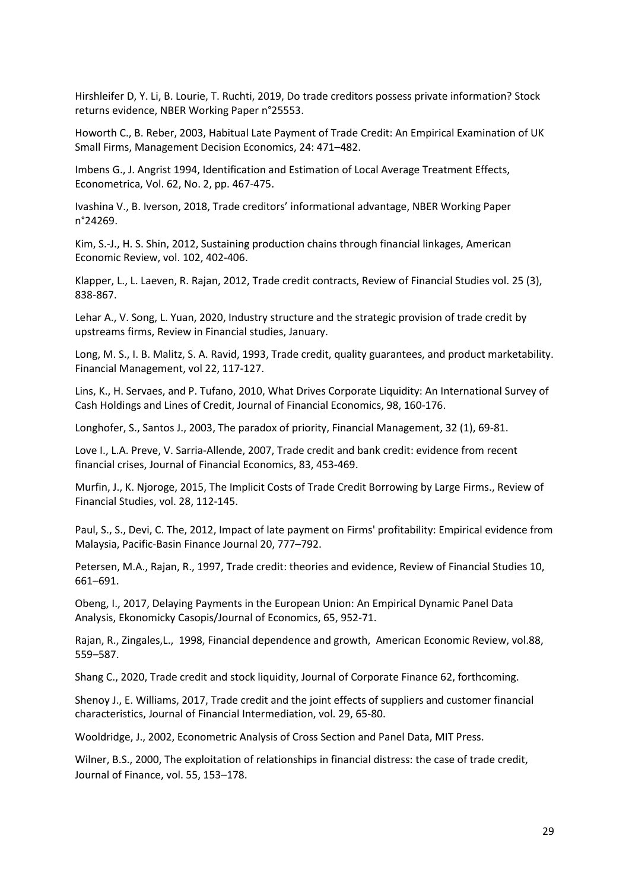Hirshleifer D, Y. Li, B. Lourie, T. Ruchti, 2019, Do trade creditors possess private information? Stock returns evidence, NBER Working Paper n°25553.

Howorth C., B. Reber, 2003, Habitual Late Payment of Trade Credit: An Empirical Examination of UK Small Firms, Management Decision Economics, 24: 471–482.

Imbens G., J. Angrist 1994, Identification and Estimation of Local Average Treatment Effects, Econometrica, Vol. 62, No. 2, pp. 467-475.

Ivashina V., B. Iverson, 2018, Trade creditors' informational advantage, NBER Working Paper n°24269.

Kim, S.-J., H. S. Shin, 2012, Sustaining production chains through financial linkages, American Economic Review, vol. 102, 402-406.

Klapper, L., L. Laeven, R. Rajan, 2012, Trade credit contracts, Review of Financial Studies vol. 25 (3), 838-867.

Lehar A., V. Song, L. Yuan, 2020, Industry structure and the strategic provision of trade credit by upstreams firms, Review in Financial studies, January.

Long, M. S., I. B. Malitz, S. A. Ravid, 1993, Trade credit, quality guarantees, and product marketability. Financial Management, vol 22, 117-127.

Lins, K., H. Servaes, and P. Tufano, 2010, What Drives Corporate Liquidity: An International Survey of Cash Holdings and Lines of Credit, Journal of Financial Economics, 98, 160-176.

Longhofer, S., Santos J., 2003, The paradox of priority, Financial Management, 32 (1), 69-81.

Love I., L.A. Preve, V. Sarria-Allende, 2007, Trade credit and bank credit: evidence from recent financial crises, Journal of Financial Economics, 83, 453-469.

Murfin, J., K. Njoroge, 2015, The Implicit Costs of Trade Credit Borrowing by Large Firms., Review of Financial Studies, vol. 28, 112-145.

Paul, S., S., Devi, C. The, 2012, Impact of late payment on Firms' profitability: Empirical evidence from Malaysia, Pacific-Basin Finance Journal 20, 777–792.

Petersen, M.A., Rajan, R., 1997, Trade credit: theories and evidence, Review of Financial Studies 10, 661–691.

Obeng, I., 2017, Delaying Payments in the European Union: An Empirical Dynamic Panel Data Analysis, Ekonomicky Casopis/Journal of Economics, 65, 952-71.

Rajan, R., Zingales,L., 1998, Financial dependence and growth, American Economic Review, vol.88, 559–587.

Shang C., 2020, Trade credit and stock liquidity, Journal of Corporate Finance 62, forthcoming.

Shenoy J., E. Williams, 2017, Trade credit and the joint effects of suppliers and customer financial characteristics, Journal of Financial Intermediation, vol. 29, 65-80.

Wooldridge, J., 2002, Econometric Analysis of Cross Section and Panel Data, MIT Press.

Wilner, B.S., 2000, The exploitation of relationships in financial distress: the case of trade credit, Journal of Finance, vol. 55, 153–178.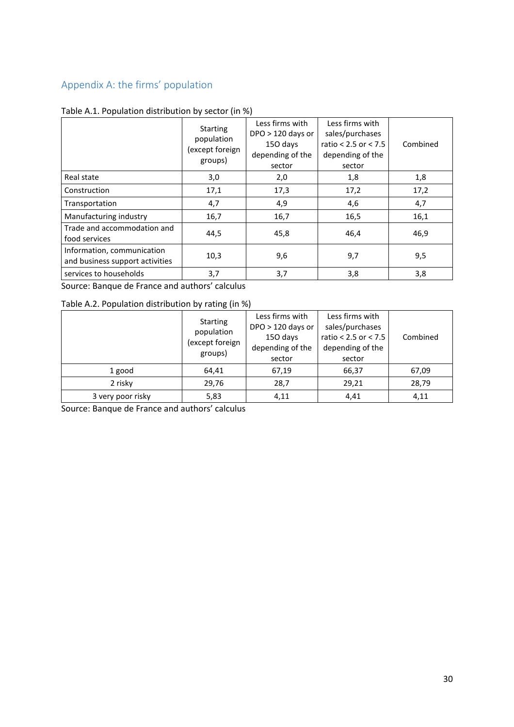## Appendix A: the firms' population

Table A.1. Population distribution by sector (in %)

| | Starting population (except foreign groups) | Less firms with DPO > 120 days or 15O days depending of the sector | Less firms with sales/purchases ratio < 2.5 or < 7.5 depending of the sector | Combined |
|---|---|---|---|---|
| Real state | 3,0 | 2,0 | 1,8 | 1,8 |
| Construction | 17,1 | 17,3 | 17,2 | 17,2 |
| Transportation | 4,7 | 4,9 | 4,6 | 4,7 |
| Manufacturing industry | 16,7 | 16,7 | 16,5 | 16,1 |
| Trade and accommodation and food services | 44,5 | 45,8 | 46,4 | 46,9 |
| Information, communication and business support activities | 10,3 | 9,6 | 9,7 | 9,5 |
| services to households | 3,7 | 3,7 | 3,8 | 3,8 |

Source: Banque de France and authors' calculus

Table A.2. Population distribution by rating (in %)

| | Starting population (except foreign groups) | Less firms with DPO > 120 days or 15O days depending of the sector | Less firms with sales/purchases ratio < 2.5 or < 7.5 depending of the sector | Combined |
|---|---|---|---|---|
| 1 good | 64,41 | 67,19 | 66,37 | 67,09 |
| 2 risky | 29,76 | 28,7 | 29,21 | 28,79 |
| 3 very poor risky | 5,83 | 4,11 | 4,41 | 4,11 |

Source: Banque de France and authors' calculus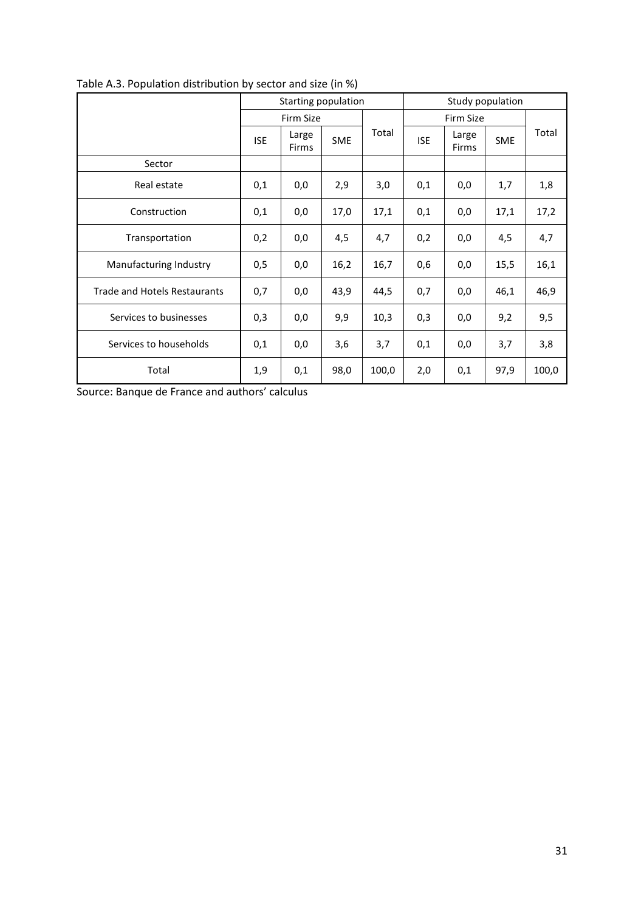Table A.3. Population distribution by sector and size (in %)

| | Starting population | | | | Study population | | | |
|---|---|---|---|---|---|---|---|---|
| | Firm Size | | | Total | Firm Size | | | Total |
| | ISE | Large Firms | SME | | ISE | Large Firms | SME | |
| Sector | | | | | | | | |
| Real estate | 0,1 | 0,0 | 2,9 | 3,0 | 0,1 | 0,0 | 1,7 | 1,8 |
| Construction | 0,1 | 0,0 | 17,0 | 17,1 | 0,1 | 0,0 | 17,1 | 17,2 |
| Transportation | 0,2 | 0,0 | 4,5 | 4,7 | 0,2 | 0,0 | 4,5 | 4,7 |
| Manufacturing Industry | 0,5 | 0,0 | 16,2 | 16,7 | 0,6 | 0,0 | 15,5 | 16,1 |
| Trade and Hotels Restaurants | 0,7 | 0,0 | 43,9 | 44,5 | 0,7 | 0,0 | 46,1 | 46,9 |
| Services to businesses | 0,3 | 0,0 | 9,9 | 10,3 | 0,3 | 0,0 | 9,2 | 9,5 |
| Services to households | 0,1 | 0,0 | 3,6 | 3,7 | 0,1 | 0,0 | 3,7 | 3,8 |
| Total | 1,9 | 0,1 | 98,0 | 100,0 | 2,0 | 0,1 | 97,9 | 100,0 |

Source: Banque de France and authors' calculus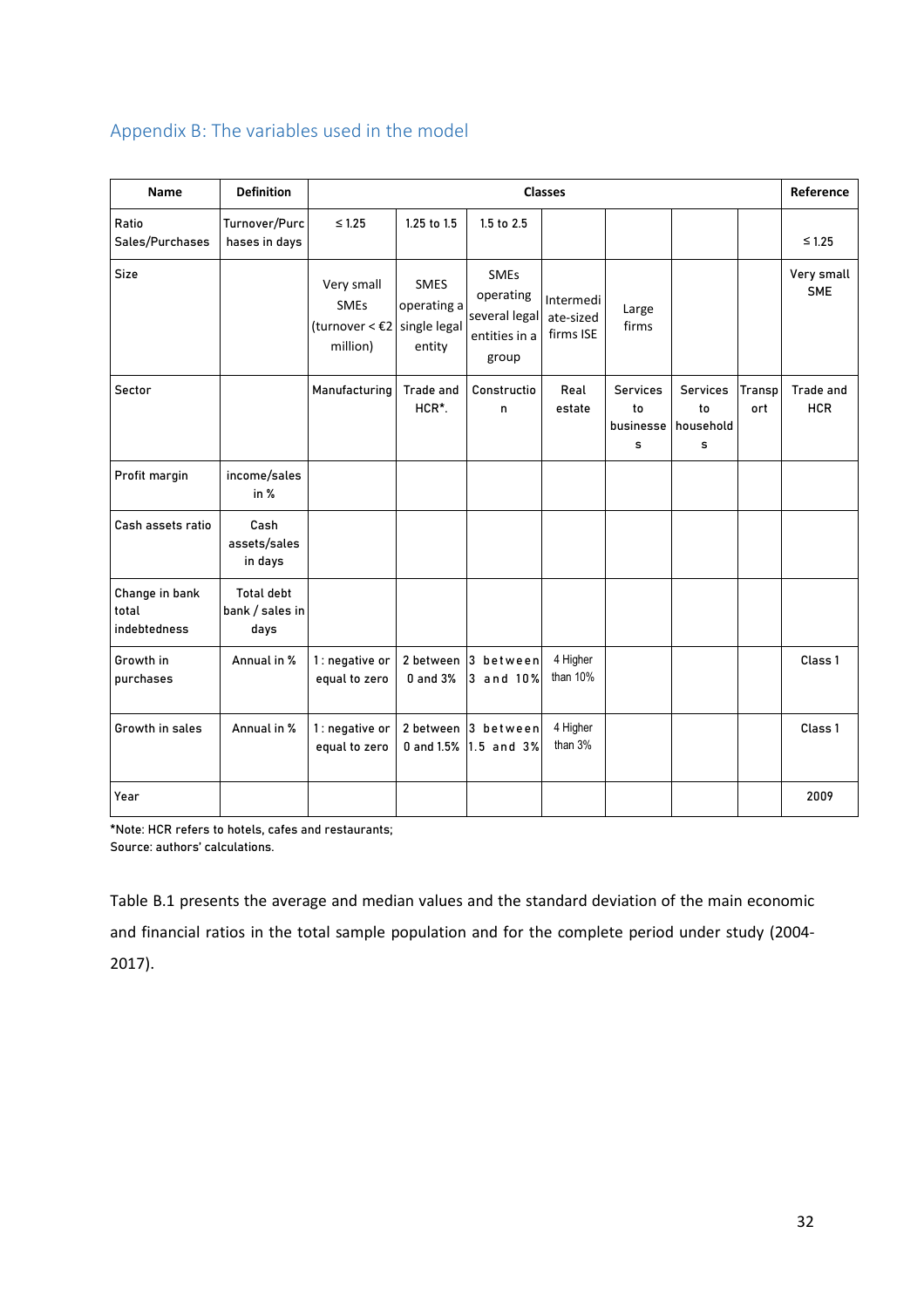## Appendix B: The variables used in the model

| Name | Definition | Classes | | | | | | | Reference |
|---|---|---|---|---|---|---|---|---|---|
| Ratio Sales/Purchases | Turnover/Purchases in days | ≤ 1.25 | 1.25 to 1.5 | 1.5 to 2.5 | | | | | ≤ 1.25 |
| Size | | Very small SMEs (turnover < €2 million) | SMES operating a single legal entity | SMEs operating several legal entities in a group | Intermediate-sized firms ISE | Large firms | | | Very small SME |
| Sector | | Manufacturing | Trade and HCR*. | Construction | Real estate | Services to businesses | Services to households | Transport | Trade and HCR |
| Profit margin | income/sales in % | | | | | | | | |
| Cash assets ratio | Cash assets/sales in days | | | | | | | | |
| Change in bank total indebtedness | Total debt bank / sales in days | | | | | | | | |
| Growth in purchases | Annual in % | 1 : negative or equal to zero | 2 between 0 and 3% | 3 between 3 and 10% | 4 Higher than 10% | | | | Class 1 |
| Growth in sales | Annual in % | 1 : negative or equal to zero | 2 between 0 and 1.5% | 3 between 1.5 and 3% | 4 Higher than 3% | | | | Class 1 |
| Year | | | | | | | | | 2009 |

*Note: HCR refers to hotels, cafes and restaurants;
Source: authors' calculations.

Table B.1 presents the average and median values and the standard deviation of the main economic and financial ratios in the total sample population and for the complete period under study (2004-2017).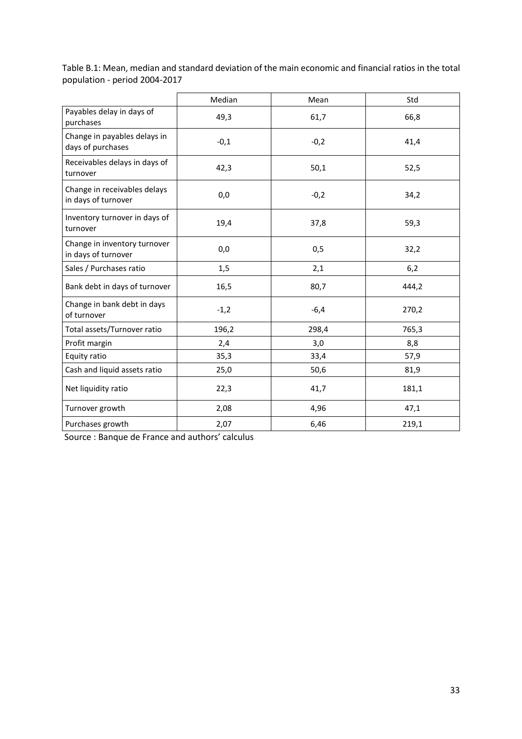Table B.1: Mean, median and standard deviation of the main economic and financial ratios in the total population - period 2004-2017

| | Median | Mean | Std |
|---|---|---|---|
| Payables delay in days of purchases | 49,3 | 61,7 | 66,8 |
| Change in payables delays in days of purchases | -0,1 | -0,2 | 41,4 |
| Receivables delays in days of turnover | 42,3 | 50,1 | 52,5 |
| Change in receivables delays in days of turnover | 0,0 | -0,2 | 34,2 |
| Inventory turnover in days of turnover | 19,4 | 37,8 | 59,3 |
| Change in inventory turnover in days of turnover | 0,0 | 0,5 | 32,2 |
| Sales / Purchases ratio | 1,5 | 2,1 | 6,2 |
| Bank debt in days of turnover | 16,5 | 80,7 | 444,2 |
| Change in bank debt in days of turnover | -1,2 | -6,4 | 270,2 |
| Total assets/Turnover ratio | 196,2 | 298,4 | 765,3 |
| Profit margin | 2,4 | 3,0 | 8,8 |
| Equity ratio | 35,3 | 33,4 | 57,9 |
| Cash and liquid assets ratio | 25,0 | 50,6 | 81,9 |
| Net liquidity ratio | 22,3 | 41,7 | 181,1 |
| Turnover growth | 2,08 | 4,96 | 47,1 |
| Purchases growth | 2,07 | 6,46 | 219,1 |

Source : Banque de France and authors' calculus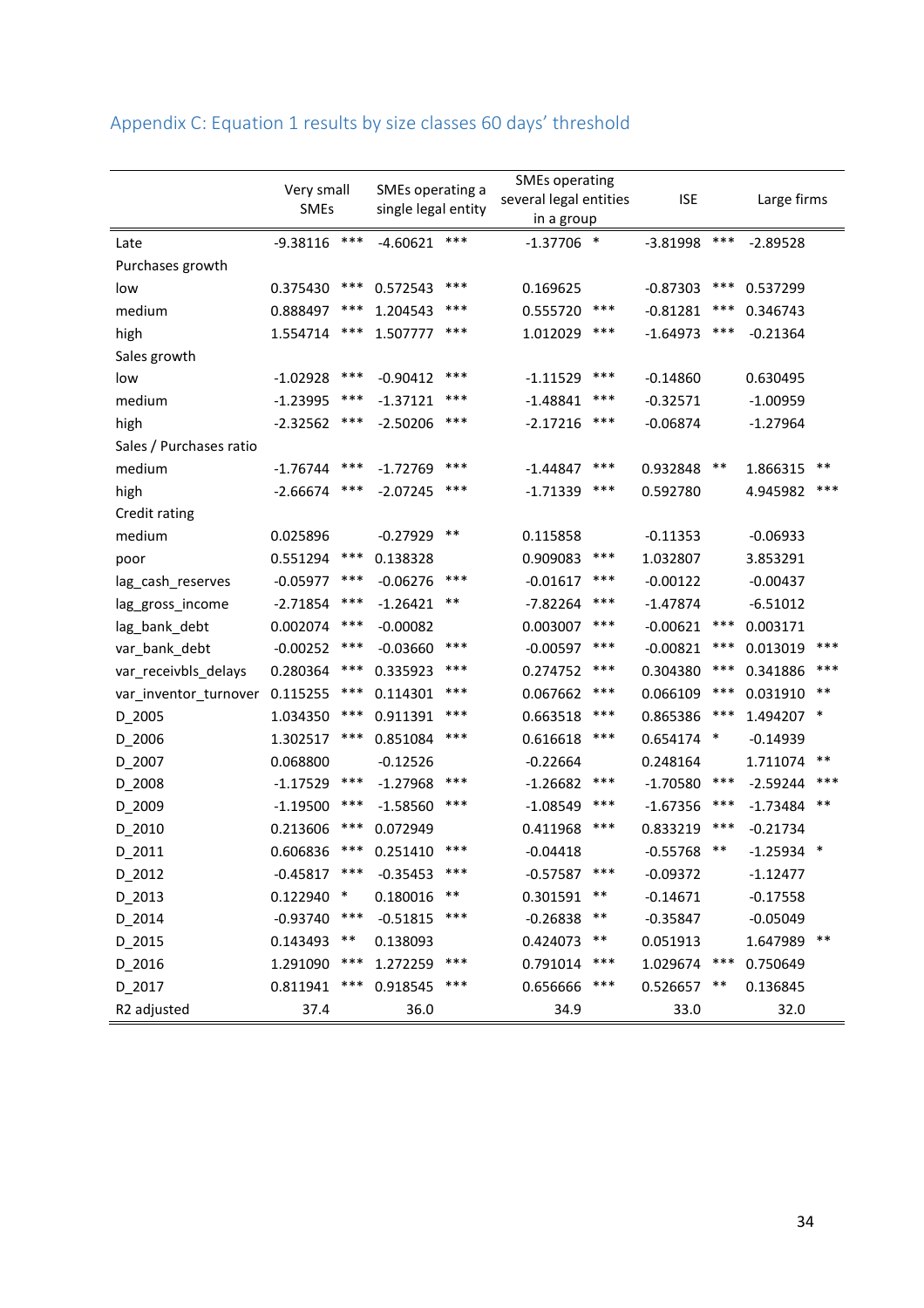## Appendix C: Equation 1 results by size classes 60 days' threshold

| | Very small SMEs | | SMEs operating a single legal entity | | SMEs operating several legal entities in a group | | ISE | | Large firms | |
|---|---|---|---|---|---|---|---|---|---|---|
| Late | -9.38116 | *** | -4.60621 | *** | -1.37706 | * | -3.81998 | *** | -2.89528 | |
| Purchases growth | | | | | | | | | | |
| low | 0.375430 | *** | 0.572543 | *** | 0.169625 | | -0.87303 | *** | 0.537299 | |
| medium | 0.888497 | *** | 1.204543 | *** | 0.555720 | *** | -0.81281 | *** | 0.346743 | |
| high | 1.554714 | *** | 1.507777 | *** | 1.012029 | *** | -1.64973 | *** | -0.21364 | |
| Sales growth | | | | | | | | | | |
| low | -1.02928 | *** | -0.90412 | *** | -1.11529 | *** | -0.14860 | | 0.630495 | |
| medium | -1.23995 | *** | -1.37121 | *** | -1.48841 | *** | -0.32571 | | -1.00959 | |
| high | -2.32562 | *** | -2.50206 | *** | -2.17216 | *** | -0.06874 | | -1.27964 | |
| Sales / Purchases ratio | | | | | | | | | | |
| medium | -1.76744 | *** | -1.72769 | *** | -1.44847 | *** | 0.932848 | ** | 1.866315 | ** |
| high | -2.66674 | *** | -2.07245 | *** | -1.71339 | *** | 0.592780 | | 4.945982 | *** |
| Credit rating | | | | | | | | | | |
| medium | 0.025896 | | -0.27929 | ** | 0.115858 | | -0.11353 | | -0.06933 | |
| poor | 0.551294 | *** | 0.138328 | | 0.909083 | *** | 1.032807 | | 3.853291 | |
| lag_cash_reserves | -0.05977 | *** | -0.06276 | *** | -0.01617 | *** | -0.00122 | | -0.00437 | |
| lag_gross_income | -2.71854 | *** | -1.26421 | ** | -7.82264 | *** | -1.47874 | | -6.51012 | |
| lag_bank_debt | 0.002074 | *** | -0.00082 | | 0.003007 | *** | -0.00621 | *** | 0.003171 | |
| var_bank_debt | -0.00252 | *** | -0.03660 | *** | -0.00597 | *** | -0.00821 | *** | 0.013019 | *** |
| var_receivbls_delays | 0.280364 | *** | 0.335923 | *** | 0.274752 | *** | 0.304380 | *** | 0.341886 | *** |
| var_inventor_turnover | 0.115255 | *** | 0.114301 | *** | 0.067662 | *** | 0.066109 | *** | 0.031910 | ** |
| D_2005 | 1.034350 | *** | 0.911391 | *** | 0.663518 | *** | 0.865386 | *** | 1.494207 | * |
| D_2006 | 1.302517 | *** | 0.851084 | *** | 0.616618 | *** | 0.654174 | * | -0.14939 | |
| D_2007 | 0.068800 | | -0.12526 | | -0.22664 | | 0.248164 | | 1.711074 | ** |
| D_2008 | -1.17529 | *** | -1.27968 | *** | -1.26682 | *** | -1.70580 | *** | -2.59244 | *** |
| D_2009 | -1.19500 | *** | -1.58560 | *** | -1.08549 | *** | -1.67356 | *** | -1.73484 | ** |
| D_2010 | 0.213606 | *** | 0.072949 | | 0.411968 | *** | 0.833219 | *** | -0.21734 | |
| D_2011 | 0.606836 | *** | 0.251410 | *** | -0.04418 | | -0.55768 | ** | -1.25934 | * |
| D_2012 | -0.45817 | *** | -0.35453 | *** | -0.57587 | *** | -0.09372 | | -1.12477 | |
| D_2013 | 0.122940 | * | 0.180016 | ** | 0.301591 | ** | -0.14671 | | -0.17558 | |
| D_2014 | -0.93740 | *** | -0.51815 | *** | -0.26838 | ** | -0.35847 | | -0.05049 | |
| D_2015 | 0.143493 | ** | 0.138093 | | 0.424073 | ** | 0.051913 | | 1.647989 | ** |
| D_2016 | 1.291090 | *** | 1.272259 | *** | 0.791014 | *** | 1.029674 | *** | 0.750649 | |
| D_2017 | 0.811941 | *** | 0.918545 | *** | 0.656666 | *** | 0.526657 | ** | 0.136845 | |
| R2 adjusted | 37.4 | | 36.0 | | 34.9 | | 33.0 | | 32.0 | |